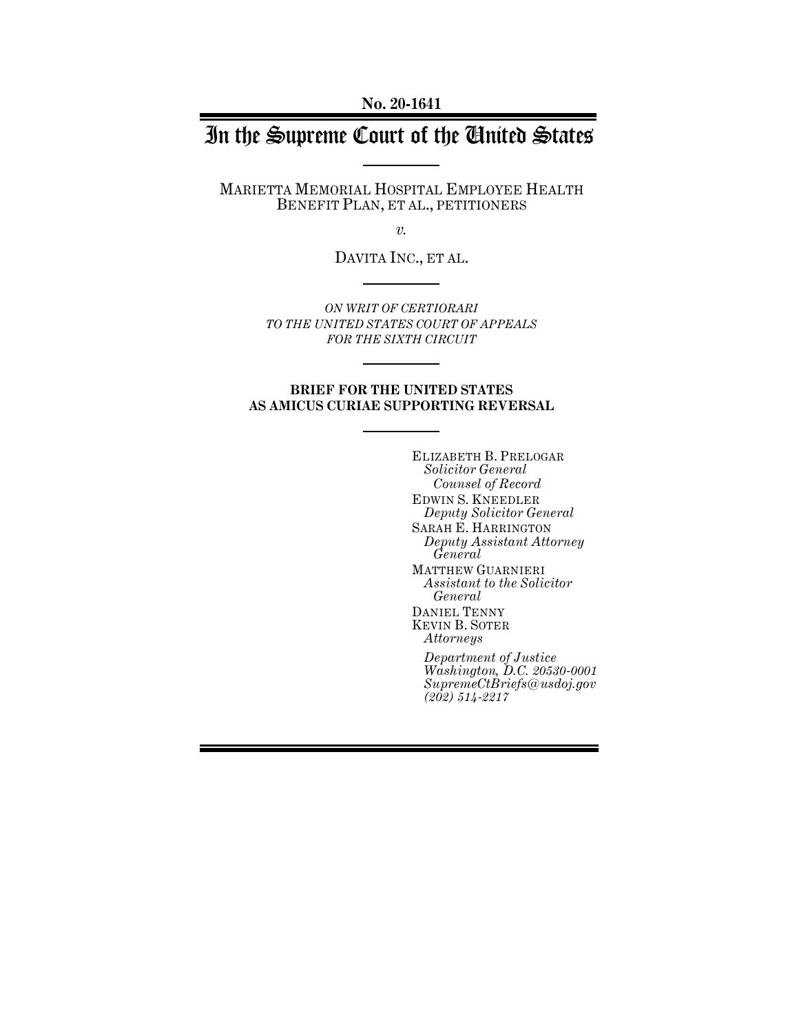**No. 20-1641**

# In the Supreme Court of the United States

MARIETTA MEMORIAL HOSPITAL EMPLOYEE HEALTH BENEFIT PLAN, ET AL., PETITIONERS

*v.*

DAVITA INC., ET AL.

*ON WRIT OF CERTIORARI TO THE UNITED STATES COURT OF APPEALS FOR THE SIXTH CIRCUIT*

**BRIEF FOR THE UNITED STATES AS AMICUS CURIAE SUPPORTING REVERSAL**

ELIZABETH B. PRELOGAR
*Solicitor General*
*Counsel of Record*

EDWIN S. KNEEDLER
*Deputy Solicitor General*

SARAH E. HARRINGTON
*Deputy Assistant Attorney General*

MATTHEW GUARNIERI
*Assistant to the Solicitor General*

DANIEL TENNY
KEVIN B. SOTER
*Attorneys*

*Department of Justice*
*Washington, D.C. 20530-0001*
*SupremeCtBriefs@usdoj.gov*
*(202) 514-2217*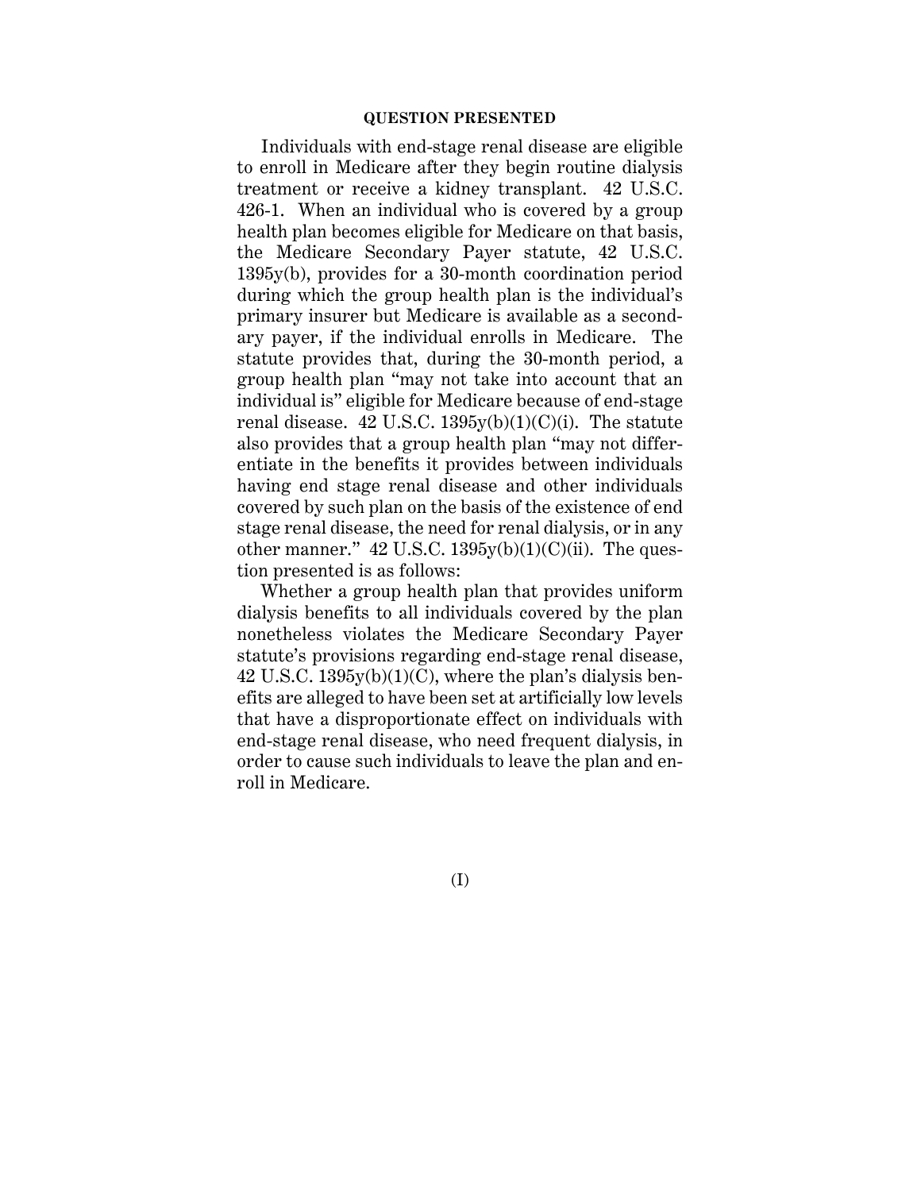## QUESTION PRESENTED

Individuals with end-stage renal disease are eligible to enroll in Medicare after they begin routine dialysis treatment or receive a kidney transplant. 42 U.S.C. 426-1. When an individual who is covered by a group health plan becomes eligible for Medicare on that basis, the Medicare Secondary Payer statute, 42 U.S.C. 1395y(b), provides for a 30-month coordination period during which the group health plan is the individual's primary insurer but Medicare is available as a secondary payer, if the individual enrolls in Medicare. The statute provides that, during the 30-month period, a group health plan "may not take into account that an individual is" eligible for Medicare because of end-stage renal disease. 42 U.S.C. 1395y(b)(1)(C)(i). The statute also provides that a group health plan "may not differentiate in the benefits it provides between individuals having end stage renal disease and other individuals covered by such plan on the basis of the existence of end stage renal disease, the need for renal dialysis, or in any other manner." 42 U.S.C. 1395y(b)(1)(C)(ii). The question presented is as follows:

Whether a group health plan that provides uniform dialysis benefits to all individuals covered by the plan nonetheless violates the Medicare Secondary Payer statute's provisions regarding end-stage renal disease, 42 U.S.C. 1395y(b)(1)(C), where the plan's dialysis benefits are alleged to have been set at artificially low levels that have a disproportionate effect on individuals with end-stage renal disease, who need frequent dialysis, in order to cause such individuals to leave the plan and enroll in Medicare.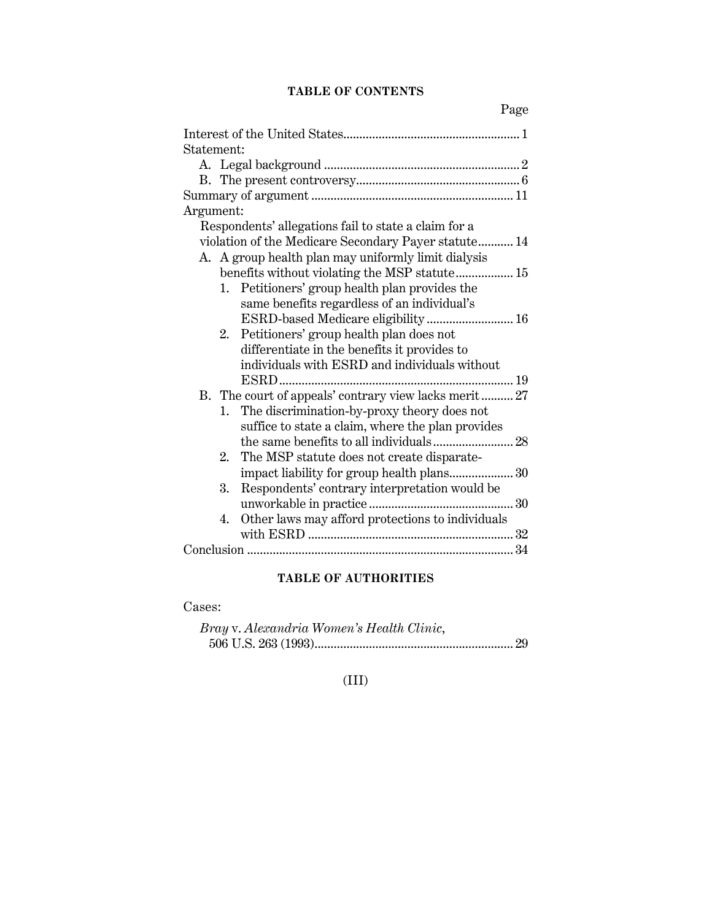## TABLE OF CONTENTS

| | Page |
|---|---|
| Interest of the United States | 1 |
| Statement: | |
| A. Legal background | 2 |
| B. The present controversy | 6 |
| Summary of argument | 11 |
| Argument: | |
| Respondents' allegations fail to state a claim for a violation of the Medicare Secondary Payer statute | 14 |
| A. A group health plan may uniformly limit dialysis benefits without violating the MSP statute | 15 |
| 1. Petitioners' group health plan provides the same benefits regardless of an individual's ESRD-based Medicare eligibility | 16 |
| 2. Petitioners' group health plan does not differentiate in the benefits it provides to individuals with ESRD and individuals without ESRD | 19 |
| B. The court of appeals' contrary view lacks merit | 27 |
| 1. The discrimination-by-proxy theory does not suffice to state a claim, where the plan provides the same benefits to all individuals | 28 |
| 2. The MSP statute does not create disparate-impact liability for group health plans | 30 |
| 3. Respondents' contrary interpretation would be unworkable in practice | 30 |
| 4. Other laws may afford protections to individuals with ESRD | 32 |
| Conclusion | 34 |

## TABLE OF AUTHORITIES

Cases:

*Bray* v. *Alexandria Women's Health Clinic*, 506 U.S. 263 (1993) ... 29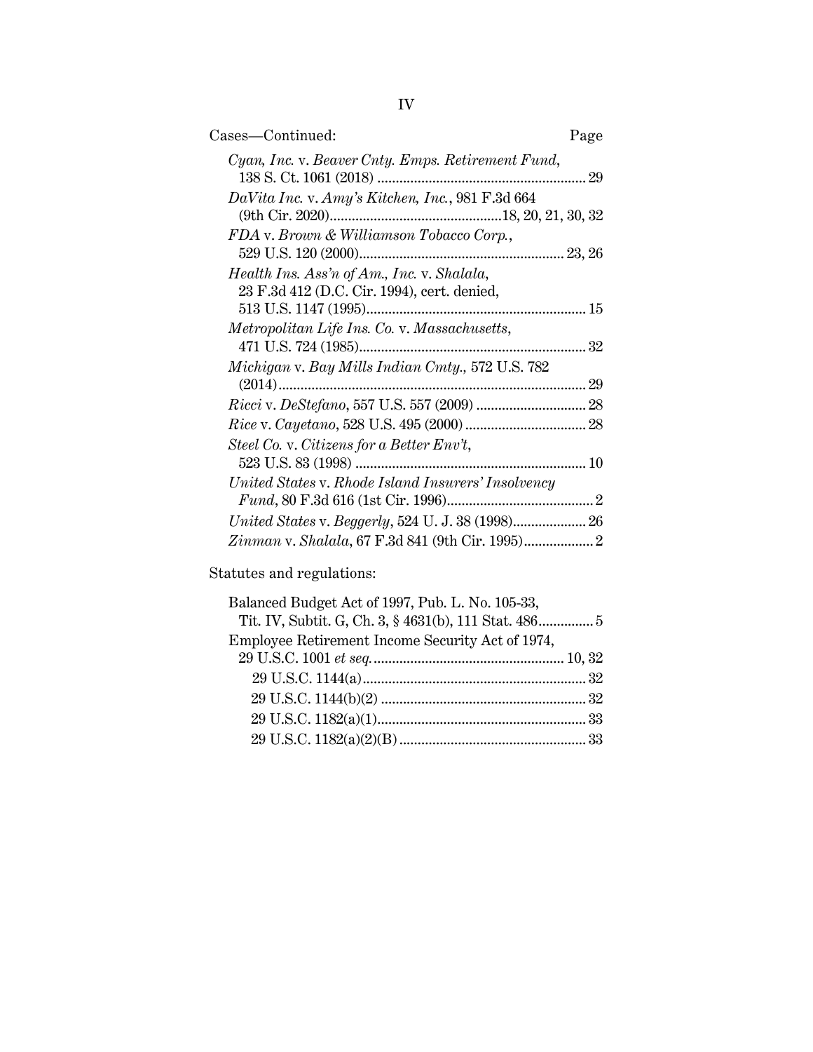Cases—Continued: Page

*Cyan, Inc.* v. *Beaver Cnty. Emps. Retirement Fund*, 138 S. Ct. 1061 (2018) ........................................................ 29

*DaVita Inc.* v. *Amy's Kitchen, Inc.*, 981 F.3d 664 (9th Cir. 2020)..............................................18, 20, 21, 30, 32

*FDA* v. *Brown & Williamson Tobacco Corp.*, 529 U.S. 120 (2000)....................................................... 23, 26

*Health Ins. Ass'n of Am., Inc.* v. *Shalala*, 23 F.3d 412 (D.C. Cir. 1994), cert. denied, 513 U.S. 1147 (1995)........................................................... 15

*Metropolitan Life Ins. Co.* v. *Massachusetts*, 471 U.S. 724 (1985)............................................................. 32

*Michigan* v. *Bay Mills Indian Cmty.*, 572 U.S. 782 (2014)................................................................................... 29

*Ricci* v. *DeStefano*, 557 U.S. 557 (2009) ............................. 28

*Rice* v. *Cayetano*, 528 U.S. 495 (2000)................................ 28

*Steel Co.* v. *Citizens for a Better Env't*, 523 U.S. 83 (1998) .............................................................. 10

*United States* v. *Rhode Island Insurers' Insolvency Fund*, 80 F.3d 616 (1st Cir. 1996)........................................ 2

*United States* v. *Beggerly*, 524 U. J. 38 (1998).................... 26

*Zinman* v. *Shalala*, 67 F.3d 841 (9th Cir. 1995)................... 2

Statutes and regulations:

Balanced Budget Act of 1997, Pub. L. No. 105-33, Tit. IV, Subtit. G, Ch. 3, § 4631(b), 111 Stat. 486............... 5

Employee Retirement Income Security Act of 1974, 29 U.S.C. 1001 *et seq.*.................................................... 10, 32

- 29 U.S.C. 1144(a)............................................................ 32
- 29 U.S.C. 1144(b)(2) ....................................................... 32
- 29 U.S.C. 1182(a)(1)........................................................ 33
- 29 U.S.C. 1182(a)(2)(B) .................................................. 33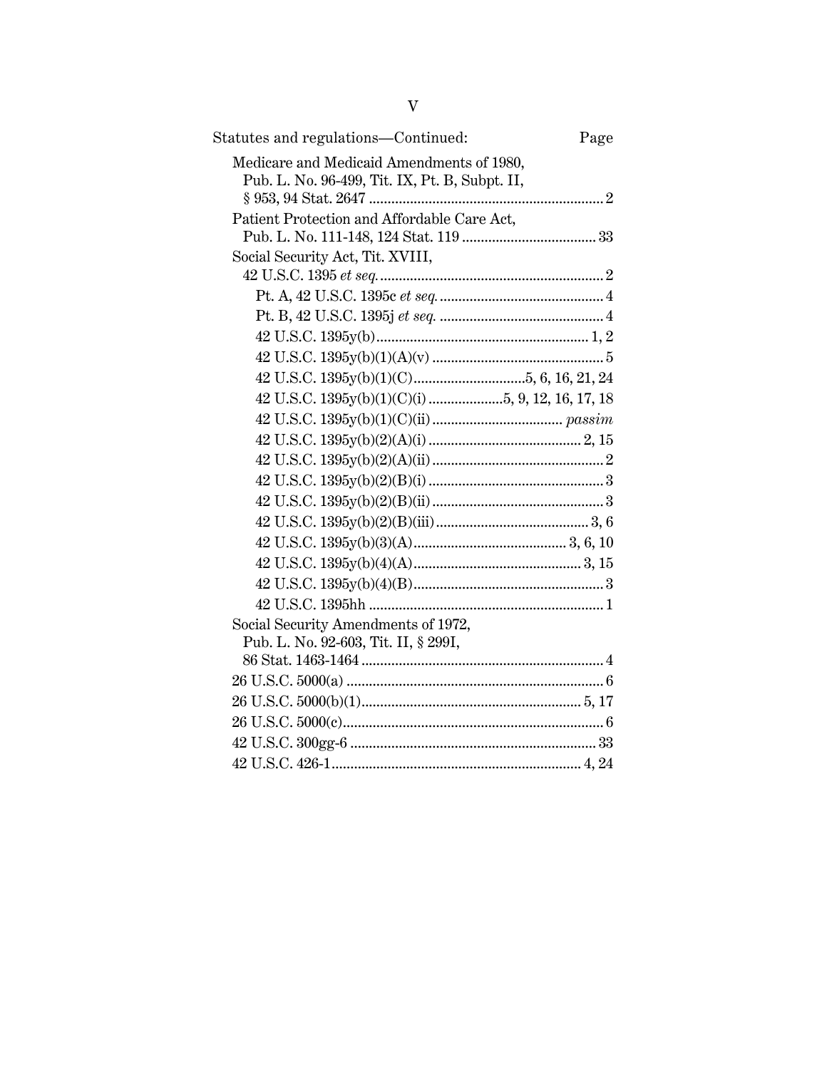Statutes and regulations—Continued: Page

Medicare and Medicaid Amendments of 1980, Pub. L. No. 96-499, Tit. IX, Pt. B, Subpt. II, § 953, 94 Stat. 2647 .............................................................. 2

Patient Protection and Affordable Care Act, Pub. L. No. 111-148, 124 Stat. 119 .................................... 33

Social Security Act, Tit. XVIII, 42 U.S.C. 1395 *et seq.* ........................................................... 2

- Pt. A, 42 U.S.C. 1395c *et seq.* ............................................ 4
- Pt. B, 42 U.S.C. 1395j *et seq.* ............................................ 4
- 42 U.S.C. 1395y(b) ......................................................... 1, 2
- 42 U.S.C. 1395y(b)(1)(A)(v) ............................................. 5
- 42 U.S.C. 1395y(b)(1)(C) ............................. 5, 6, 16, 21, 24
- 42 U.S.C. 1395y(b)(1)(C)(i) ................... 5, 9, 12, 16, 17, 18
- 42 U.S.C. 1395y(b)(1)(C)(ii) .................................. *passim*
- 42 U.S.C. 1395y(b)(2)(A)(i) ......................................... 2, 15
- 42 U.S.C. 1395y(b)(2)(A)(ii) ............................................. 2
- 42 U.S.C. 1395y(b)(2)(B)(i) .............................................. 3
- 42 U.S.C. 1395y(b)(2)(B)(ii) ............................................. 3
- 42 U.S.C. 1395y(b)(2)(B)(iii) ........................................ 3, 6
- 42 U.S.C. 1395y(b)(3)(A) ........................................ 3, 6, 10
- 42 U.S.C. 1395y(b)(4)(A) ............................................ 3, 15
- 42 U.S.C. 1395y(b)(4)(B) .................................................. 3
- 42 U.S.C. 1395hh .............................................................. 1

Social Security Amendments of 1972, Pub. L. No. 92-603, Tit. II, § 299I, 86 Stat. 1463-1464 ................................................................ 4

26 U.S.C. 5000(a) .................................................................... 6

26 U.S.C. 5000(b)(1) .......................................................... 5, 17

26 U.S.C. 5000(c) ..................................................................... 6

42 U.S.C. 300gg-6 ................................................................. 33

42 U.S.C. 426-1 ................................................................. 4, 24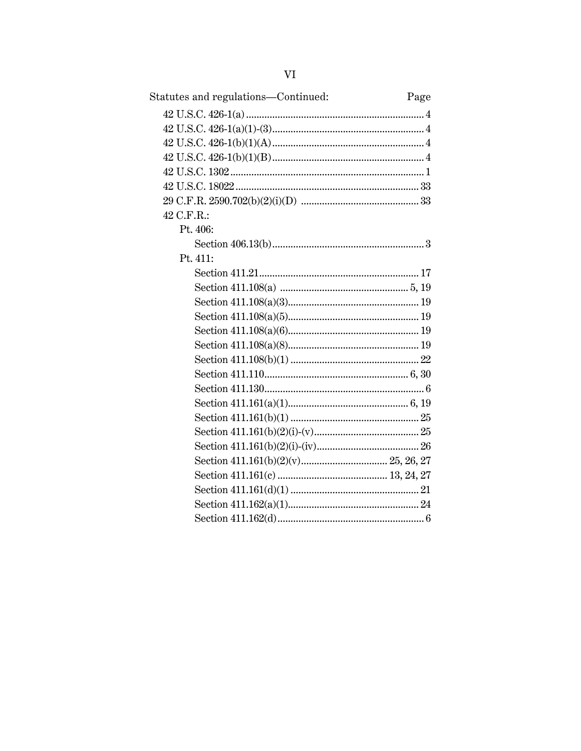| Statutes and regulations—Continued: | Page |
|---|---|
| 42 U.S.C. 426-1(a) | 4 |
| 42 U.S.C. 426-1(a)(1)-(3) | 4 |
| 42 U.S.C. 426-1(b)(1)(A) | 4 |
| 42 U.S.C. 426-1(b)(1)(B) | 4 |
| 42 U.S.C. 1302 | 1 |
| 42 U.S.C. 18022 | 33 |
| 29 C.F.R. 2590.702(b)(2)(i)(D) | 33 |
| 42 C.F.R.: | |
| Pt. 406: | |
| Section 406.13(b) | 3 |
| Pt. 411: | |
| Section 411.21 | 17 |
| Section 411.108(a) | 5, 19 |
| Section 411.108(a)(3) | 19 |
| Section 411.108(a)(5) | 19 |
| Section 411.108(a)(6) | 19 |
| Section 411.108(a)(8) | 19 |
| Section 411.108(b)(1) | 22 |
| Section 411.110 | 6, 30 |
| Section 411.130 | 6 |
| Section 411.161(a)(1) | 6, 19 |
| Section 411.161(b)(1) | 25 |
| Section 411.161(b)(2)(i)-(v) | 25 |
| Section 411.161(b)(2)(i)-(iv) | 26 |
| Section 411.161(b)(2)(v) | 25, 26, 27 |
| Section 411.161(c) | 13, 24, 27 |
| Section 411.161(d)(1) | 21 |
| Section 411.162(a)(1) | 24 |
| Section 411.162(d) | 6 |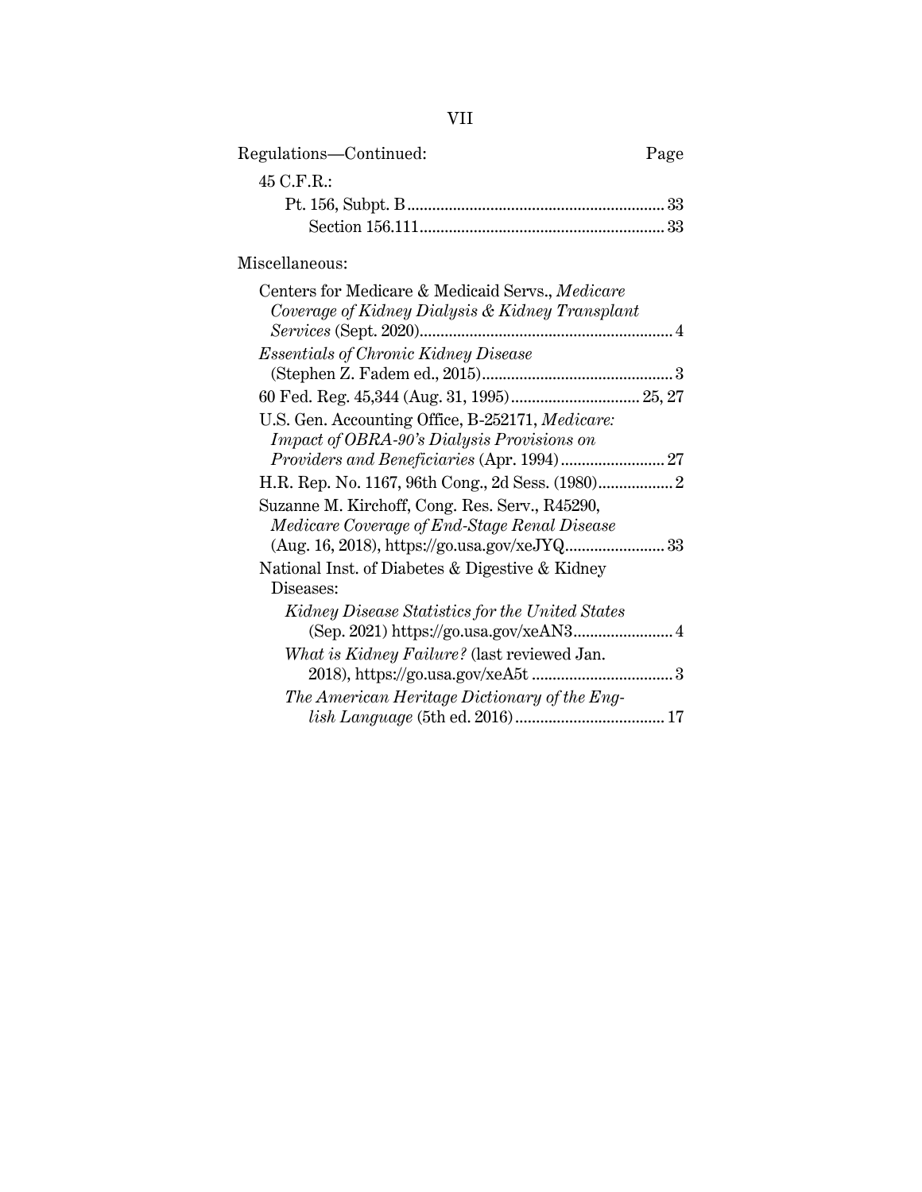Regulations—Continued: Page

45 C.F.R.:

- Pt. 156, Subpt. B ..... 33
  - Section 156.111 ..... 33

Miscellaneous:

Centers for Medicare & Medicaid Servs., *Medicare Coverage of Kidney Dialysis & Kidney Transplant Services* (Sept. 2020) ..... 4

*Essentials of Chronic Kidney Disease* (Stephen Z. Fadem ed., 2015) ..... 3

60 Fed. Reg. 45,344 (Aug. 31, 1995) ..... 25, 27

U.S. Gen. Accounting Office, B-252171, *Medicare: Impact of OBRA-90's Dialysis Provisions on Providers and Beneficiaries* (Apr. 1994) ..... 27

H.R. Rep. No. 1167, 96th Cong., 2d Sess. (1980) ..... 2

Suzanne M. Kirchoff, Cong. Res. Serv., R45290, *Medicare Coverage of End-Stage Renal Disease* (Aug. 16, 2018), https://go.usa.gov/xeJYQ ..... 33

National Inst. of Diabetes & Digestive & Kidney Diseases:

- *Kidney Disease Statistics for the United States* (Sep. 2021) https://go.usa.gov/xeAN3 ..... 4
- *What is Kidney Failure?* (last reviewed Jan. 2018), https://go.usa.gov/xeA5t ..... 3
- *The American Heritage Dictionary of the English Language* (5th ed. 2016) ..... 17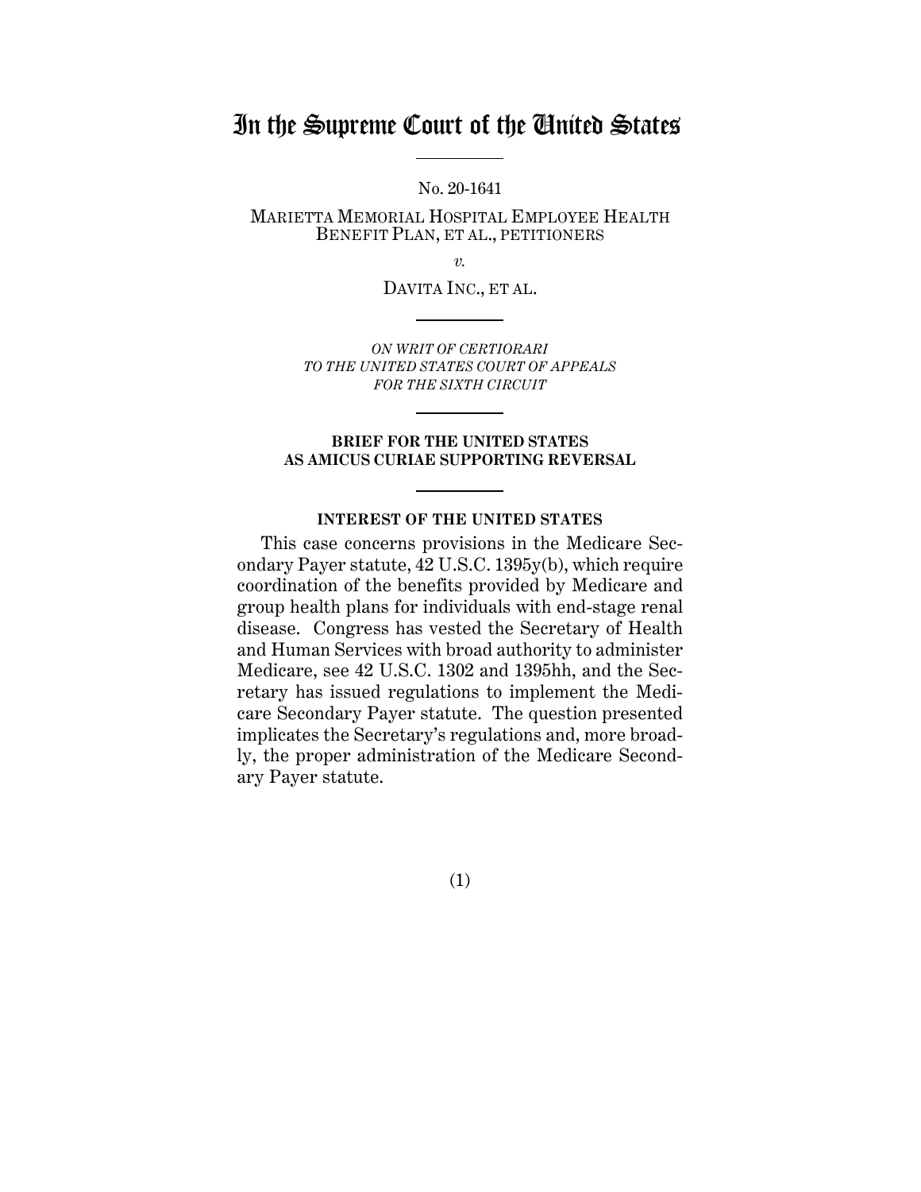# In the Supreme Court of the United States

No. 20-1641

MARIETTA MEMORIAL HOSPITAL EMPLOYEE HEALTH BENEFIT PLAN, ET AL., PETITIONERS

*v.*

DAVITA INC., ET AL.

*ON WRIT OF CERTIORARI TO THE UNITED STATES COURT OF APPEALS FOR THE SIXTH CIRCUIT*

**BRIEF FOR THE UNITED STATES AS AMICUS CURIAE SUPPORTING REVERSAL**

**INTEREST OF THE UNITED STATES**

This case concerns provisions in the Medicare Secondary Payer statute, 42 U.S.C. 1395y(b), which require coordination of the benefits provided by Medicare and group health plans for individuals with end-stage renal disease. Congress has vested the Secretary of Health and Human Services with broad authority to administer Medicare, see 42 U.S.C. 1302 and 1395hh, and the Secretary has issued regulations to implement the Medicare Secondary Payer statute. The question presented implicates the Secretary's regulations and, more broadly, the proper administration of the Medicare Secondary Payer statute.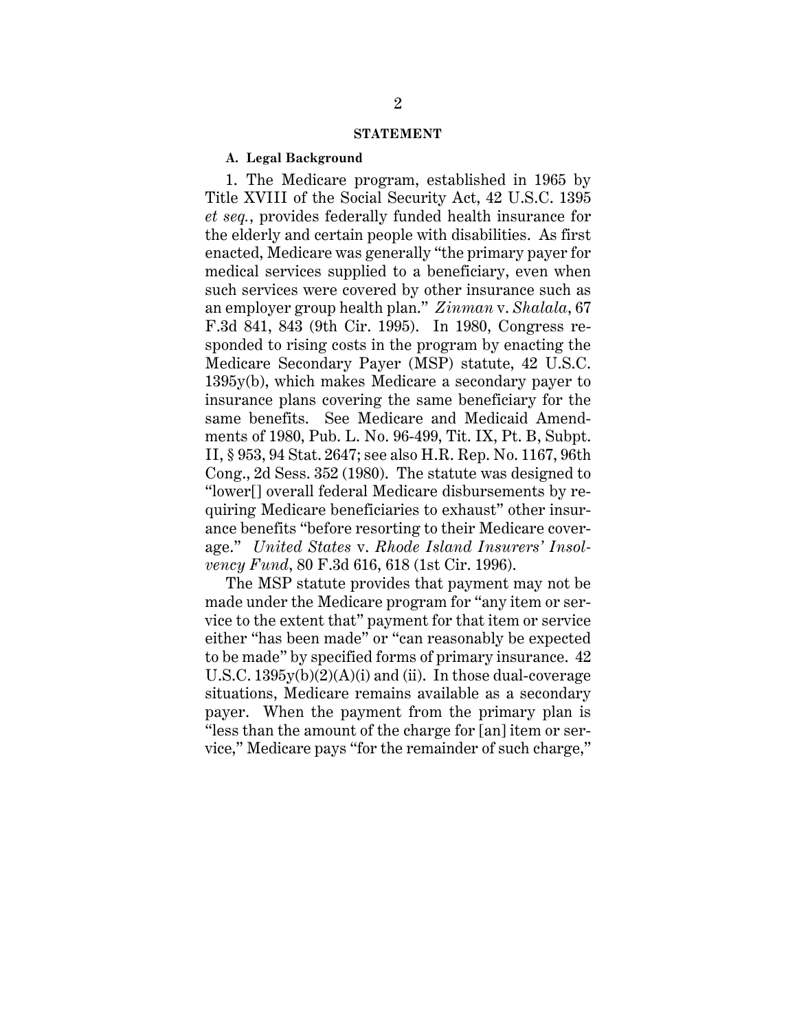## STATEMENT

### A. Legal Background

1. The Medicare program, established in 1965 by Title XVIII of the Social Security Act, 42 U.S.C. 1395 *et seq.*, provides federally funded health insurance for the elderly and certain people with disabilities. As first enacted, Medicare was generally "the primary payer for medical services supplied to a beneficiary, even when such services were covered by other insurance such as an employer group health plan." *Zinman* v. *Shalala*, 67 F.3d 841, 843 (9th Cir. 1995). In 1980, Congress responded to rising costs in the program by enacting the Medicare Secondary Payer (MSP) statute, 42 U.S.C. 1395y(b), which makes Medicare a secondary payer to insurance plans covering the same beneficiary for the same benefits. See Medicare and Medicaid Amendments of 1980, Pub. L. No. 96-499, Tit. IX, Pt. B, Subpt. II, § 953, 94 Stat. 2647; see also H.R. Rep. No. 1167, 96th Cong., 2d Sess. 352 (1980). The statute was designed to "lower[] overall federal Medicare disbursements by requiring Medicare beneficiaries to exhaust" other insurance benefits "before resorting to their Medicare coverage." *United States* v. *Rhode Island Insurers' Insolvency Fund*, 80 F.3d 616, 618 (1st Cir. 1996).

The MSP statute provides that payment may not be made under the Medicare program for "any item or service to the extent that" payment for that item or service either "has been made" or "can reasonably be expected to be made" by specified forms of primary insurance. 42 U.S.C. 1395y(b)(2)(A)(i) and (ii). In those dual-coverage situations, Medicare remains available as a secondary payer. When the payment from the primary plan is "less than the amount of the charge for [an] item or service," Medicare pays "for the remainder of such charge,"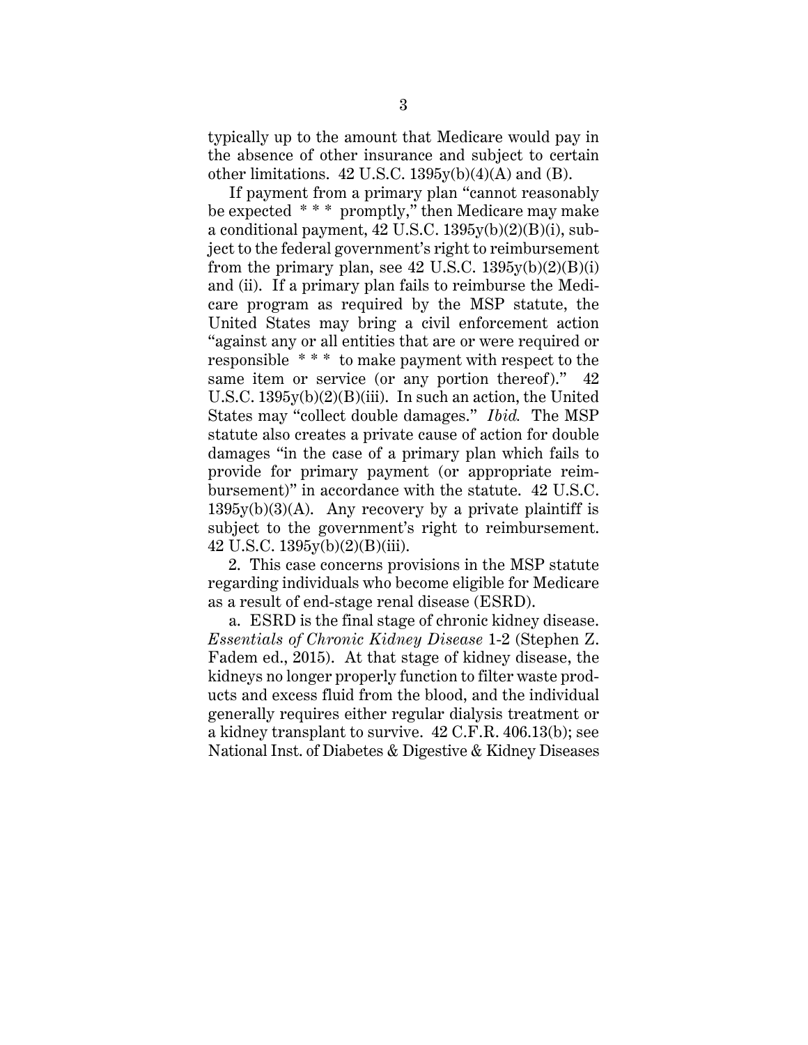typically up to the amount that Medicare would pay in the absence of other insurance and subject to certain other limitations. 42 U.S.C. 1395y(b)(4)(A) and (B).

If payment from a primary plan "cannot reasonably be expected * * * promptly," then Medicare may make a conditional payment, 42 U.S.C. 1395y(b)(2)(B)(i), subject to the federal government's right to reimbursement from the primary plan, see 42 U.S.C. 1395y(b)(2)(B)(i) and (ii). If a primary plan fails to reimburse the Medicare program as required by the MSP statute, the United States may bring a civil enforcement action "against any or all entities that are or were required or responsible * * * to make payment with respect to the same item or service (or any portion thereof)." 42 U.S.C. 1395y(b)(2)(B)(iii). In such an action, the United States may "collect double damages." *Ibid.* The MSP statute also creates a private cause of action for double damages "in the case of a primary plan which fails to provide for primary payment (or appropriate reimbursement)" in accordance with the statute. 42 U.S.C. 1395y(b)(3)(A). Any recovery by a private plaintiff is subject to the government's right to reimbursement. 42 U.S.C. 1395y(b)(2)(B)(iii).

2. This case concerns provisions in the MSP statute regarding individuals who become eligible for Medicare as a result of end-stage renal disease (ESRD).

a. ESRD is the final stage of chronic kidney disease. *Essentials of Chronic Kidney Disease* 1-2 (Stephen Z. Fadem ed., 2015). At that stage of kidney disease, the kidneys no longer properly function to filter waste products and excess fluid from the blood, and the individual generally requires either regular dialysis treatment or a kidney transplant to survive. 42 C.F.R. 406.13(b); see National Inst. of Diabetes & Digestive & Kidney Diseases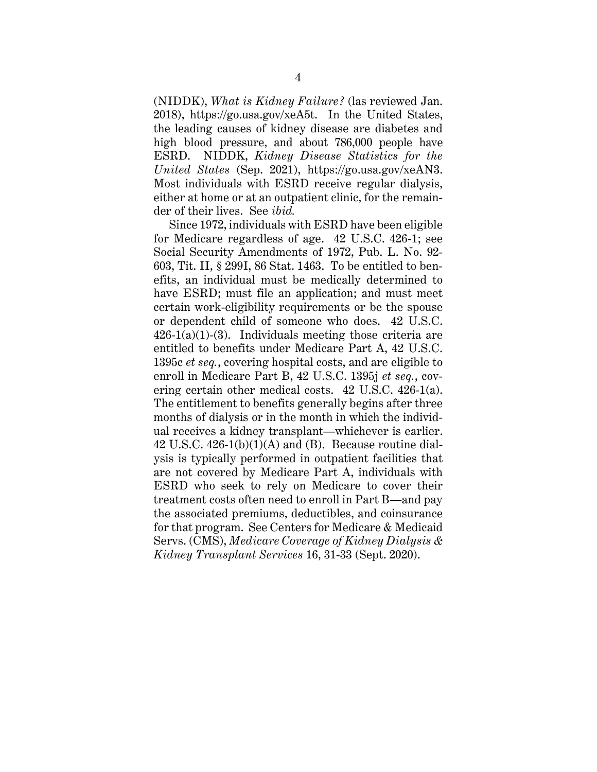(NIDDK), *What is Kidney Failure?* (las reviewed Jan. 2018), https://go.usa.gov/xeA5t. In the United States, the leading causes of kidney disease are diabetes and high blood pressure, and about 786,000 people have ESRD. NIDDK, *Kidney Disease Statistics for the United States* (Sep. 2021), https://go.usa.gov/xeAN3. Most individuals with ESRD receive regular dialysis, either at home or at an outpatient clinic, for the remainder of their lives. See *ibid.*

Since 1972, individuals with ESRD have been eligible for Medicare regardless of age. 42 U.S.C. 426-1; see Social Security Amendments of 1972, Pub. L. No. 92-603, Tit. II, § 299I, 86 Stat. 1463. To be entitled to benefits, an individual must be medically determined to have ESRD; must file an application; and must meet certain work-eligibility requirements or be the spouse or dependent child of someone who does. 42 U.S.C. 426-1(a)(1)-(3). Individuals meeting those criteria are entitled to benefits under Medicare Part A, 42 U.S.C. 1395c *et seq.*, covering hospital costs, and are eligible to enroll in Medicare Part B, 42 U.S.C. 1395j *et seq.*, covering certain other medical costs. 42 U.S.C. 426-1(a). The entitlement to benefits generally begins after three months of dialysis or in the month in which the individual receives a kidney transplant—whichever is earlier. 42 U.S.C. 426-1(b)(1)(A) and (B). Because routine dialysis is typically performed in outpatient facilities that are not covered by Medicare Part A, individuals with ESRD who seek to rely on Medicare to cover their treatment costs often need to enroll in Part B—and pay the associated premiums, deductibles, and coinsurance for that program. See Centers for Medicare & Medicaid Servs. (CMS), *Medicare Coverage of Kidney Dialysis & Kidney Transplant Services* 16, 31-33 (Sept. 2020).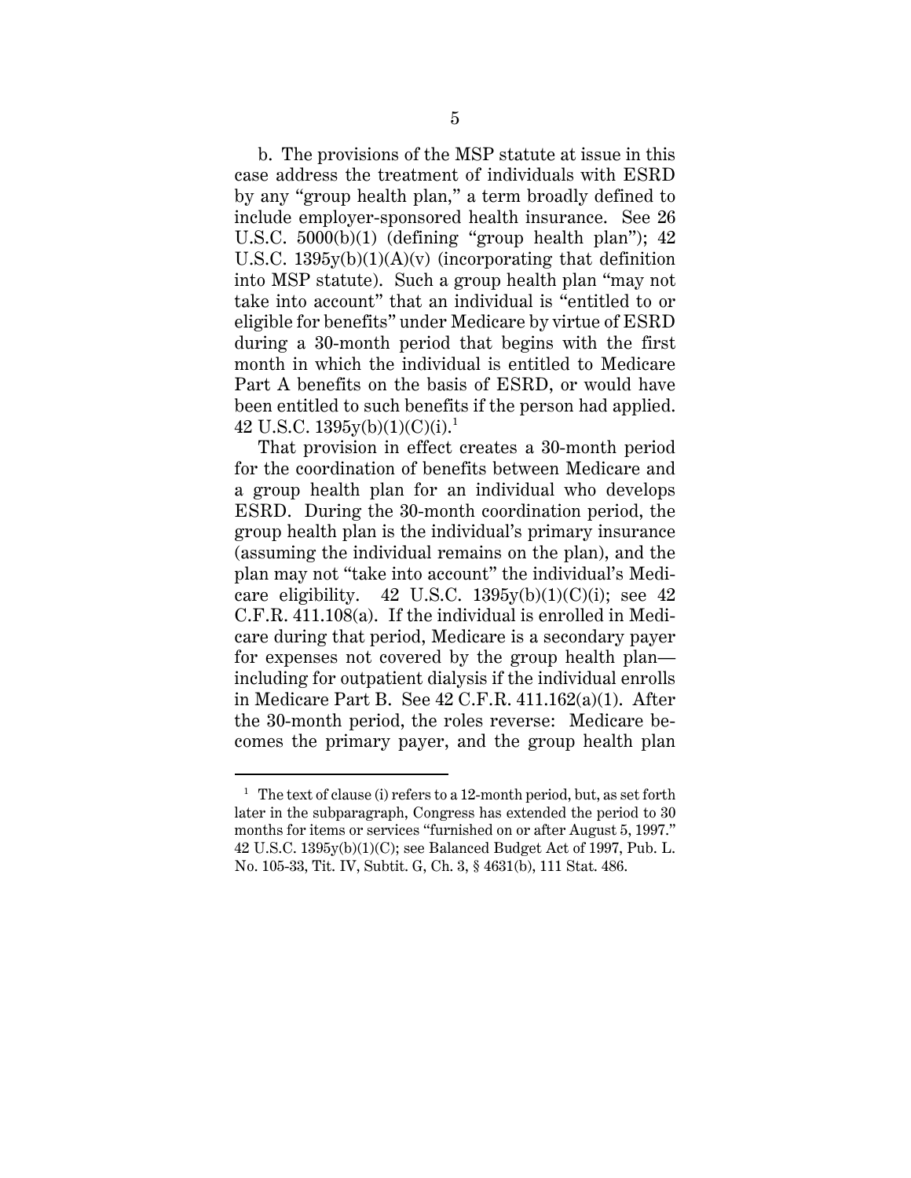b. The provisions of the MSP statute at issue in this case address the treatment of individuals with ESRD by any "group health plan," a term broadly defined to include employer-sponsored health insurance. See 26 U.S.C. 5000(b)(1) (defining "group health plan"); 42 U.S.C. 1395y(b)(1)(A)(v) (incorporating that definition into MSP statute). Such a group health plan "may not take into account" that an individual is "entitled to or eligible for benefits" under Medicare by virtue of ESRD during a 30-month period that begins with the first month in which the individual is entitled to Medicare Part A benefits on the basis of ESRD, or would have been entitled to such benefits if the person had applied. 42 U.S.C. 1395y(b)(1)(C)(i).[1]

That provision in effect creates a 30-month period for the coordination of benefits between Medicare and a group health plan for an individual who develops ESRD. During the 30-month coordination period, the group health plan is the individual's primary insurance (assuming the individual remains on the plan), and the plan may not "take into account" the individual's Medicare eligibility. 42 U.S.C. 1395y(b)(1)(C)(i); see 42 C.F.R. 411.108(a). If the individual is enrolled in Medicare during that period, Medicare is a secondary payer for expenses not covered by the group health plan—including for outpatient dialysis if the individual enrolls in Medicare Part B. See 42 C.F.R. 411.162(a)(1). After the 30-month period, the roles reverse: Medicare becomes the primary payer, and the group health plan

[1] The text of clause (i) refers to a 12-month period, but, as set forth later in the subparagraph, Congress has extended the period to 30 months for items or services "furnished on or after August 5, 1997." 42 U.S.C. 1395y(b)(1)(C); see Balanced Budget Act of 1997, Pub. L. No. 105-33, Tit. IV, Subtit. G, Ch. 3, § 4631(b), 111 Stat. 486.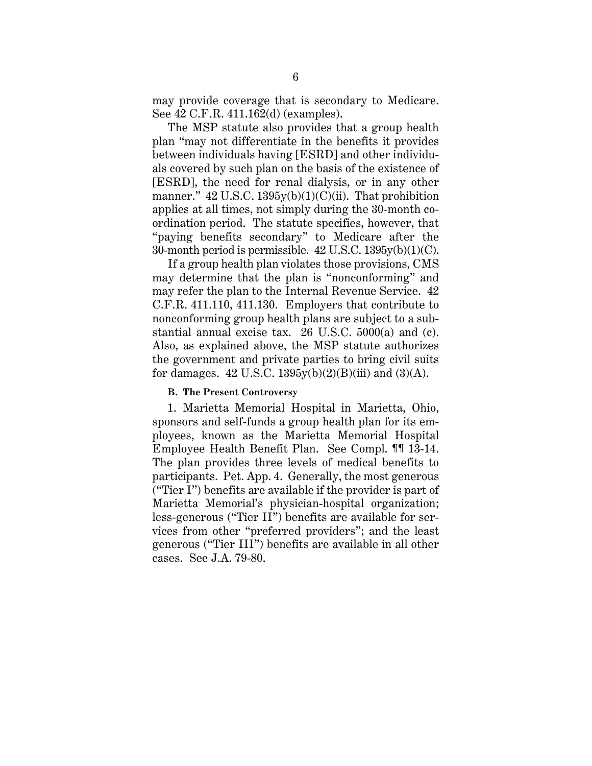may provide coverage that is secondary to Medicare. See 42 C.F.R. 411.162(d) (examples).

The MSP statute also provides that a group health plan "may not differentiate in the benefits it provides between individuals having [ESRD] and other individuals covered by such plan on the basis of the existence of [ESRD], the need for renal dialysis, or in any other manner." 42 U.S.C. 1395y(b)(1)(C)(ii). That prohibition applies at all times, not simply during the 30-month coordination period. The statute specifies, however, that "paying benefits secondary" to Medicare after the 30-month period is permissible. 42 U.S.C. 1395y(b)(1)(C).

If a group health plan violates those provisions, CMS may determine that the plan is "nonconforming" and may refer the plan to the Internal Revenue Service. 42 C.F.R. 411.110, 411.130. Employers that contribute to nonconforming group health plans are subject to a substantial annual excise tax. 26 U.S.C. 5000(a) and (c). Also, as explained above, the MSP statute authorizes the government and private parties to bring civil suits for damages. 42 U.S.C. 1395y(b)(2)(B)(iii) and (3)(A).

### B. The Present Controversy

1. Marietta Memorial Hospital in Marietta, Ohio, sponsors and self-funds a group health plan for its employees, known as the Marietta Memorial Hospital Employee Health Benefit Plan. See Compl. ¶¶ 13-14. The plan provides three levels of medical benefits to participants. Pet. App. 4. Generally, the most generous ("Tier I") benefits are available if the provider is part of Marietta Memorial's physician-hospital organization; less-generous ("Tier II") benefits are available for services from other "preferred providers"; and the least generous ("Tier III") benefits are available in all other cases. See J.A. 79-80.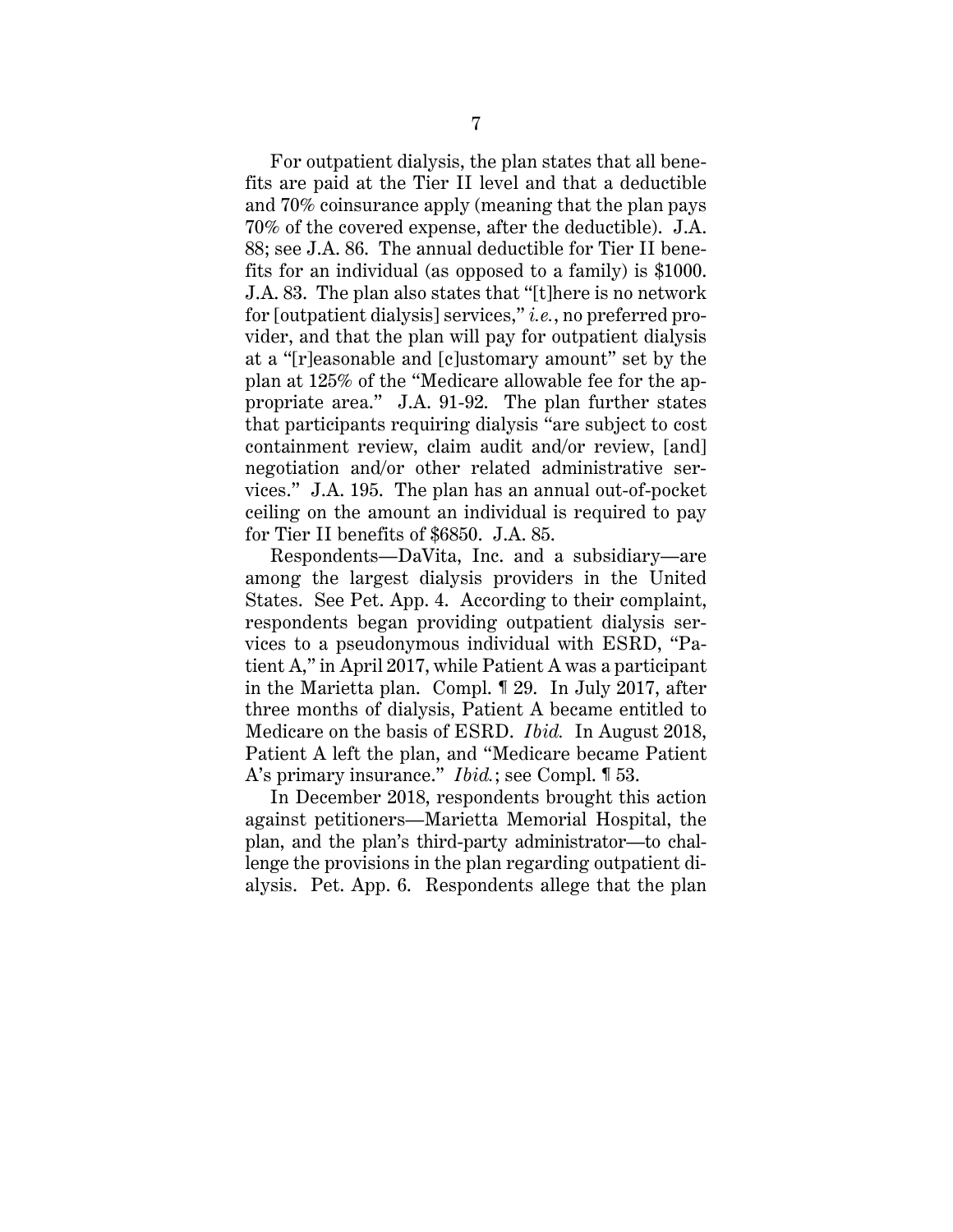For outpatient dialysis, the plan states that all benefits are paid at the Tier II level and that a deductible and 70% coinsurance apply (meaning that the plan pays 70% of the covered expense, after the deductible). J.A. 88; see J.A. 86. The annual deductible for Tier II benefits for an individual (as opposed to a family) is $1000. J.A. 83. The plan also states that "[t]here is no network for [outpatient dialysis] services," *i.e.*, no preferred provider, and that the plan will pay for outpatient dialysis at a "[r]easonable and [c]ustomary amount" set by the plan at 125% of the "Medicare allowable fee for the appropriate area." J.A. 91-92. The plan further states that participants requiring dialysis "are subject to cost containment review, claim audit and/or review, [and] negotiation and/or other related administrative services." J.A. 195. The plan has an annual out-of-pocket ceiling on the amount an individual is required to pay for Tier II benefits of $6850. J.A. 85.

Respondents—DaVita, Inc. and a subsidiary—are among the largest dialysis providers in the United States. See Pet. App. 4. According to their complaint, respondents began providing outpatient dialysis services to a pseudonymous individual with ESRD, "Patient A," in April 2017, while Patient A was a participant in the Marietta plan. Compl. ¶ 29. In July 2017, after three months of dialysis, Patient A became entitled to Medicare on the basis of ESRD. *Ibid.* In August 2018, Patient A left the plan, and "Medicare became Patient A's primary insurance." *Ibid.*; see Compl. ¶ 53.

In December 2018, respondents brought this action against petitioners—Marietta Memorial Hospital, the plan, and the plan's third-party administrator—to challenge the provisions in the plan regarding outpatient dialysis. Pet. App. 6. Respondents allege that the plan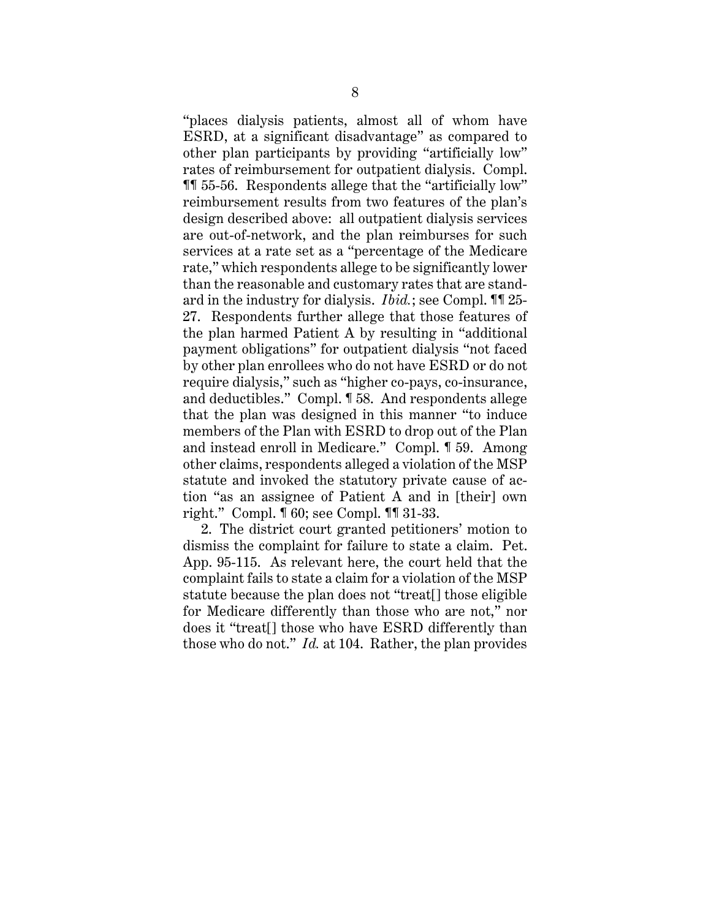"places dialysis patients, almost all of whom have ESRD, at a significant disadvantage" as compared to other plan participants by providing "artificially low" rates of reimbursement for outpatient dialysis. Compl. ¶¶ 55-56. Respondents allege that the "artificially low" reimbursement results from two features of the plan's design described above: all outpatient dialysis services are out-of-network, and the plan reimburses for such services at a rate set as a "percentage of the Medicare rate," which respondents allege to be significantly lower than the reasonable and customary rates that are standard in the industry for dialysis. *Ibid.*; see Compl. ¶¶ 25-27. Respondents further allege that those features of the plan harmed Patient A by resulting in "additional payment obligations" for outpatient dialysis "not faced by other plan enrollees who do not have ESRD or do not require dialysis," such as "higher co-pays, co-insurance, and deductibles." Compl. ¶ 58. And respondents allege that the plan was designed in this manner "to induce members of the Plan with ESRD to drop out of the Plan and instead enroll in Medicare." Compl. ¶ 59. Among other claims, respondents alleged a violation of the MSP statute and invoked the statutory private cause of action "as an assignee of Patient A and in [their] own right." Compl. ¶ 60; see Compl. ¶¶ 31-33.

2. The district court granted petitioners' motion to dismiss the complaint for failure to state a claim. Pet. App. 95-115. As relevant here, the court held that the complaint fails to state a claim for a violation of the MSP statute because the plan does not "treat[] those eligible for Medicare differently than those who are not," nor does it "treat[] those who have ESRD differently than those who do not." *Id.* at 104. Rather, the plan provides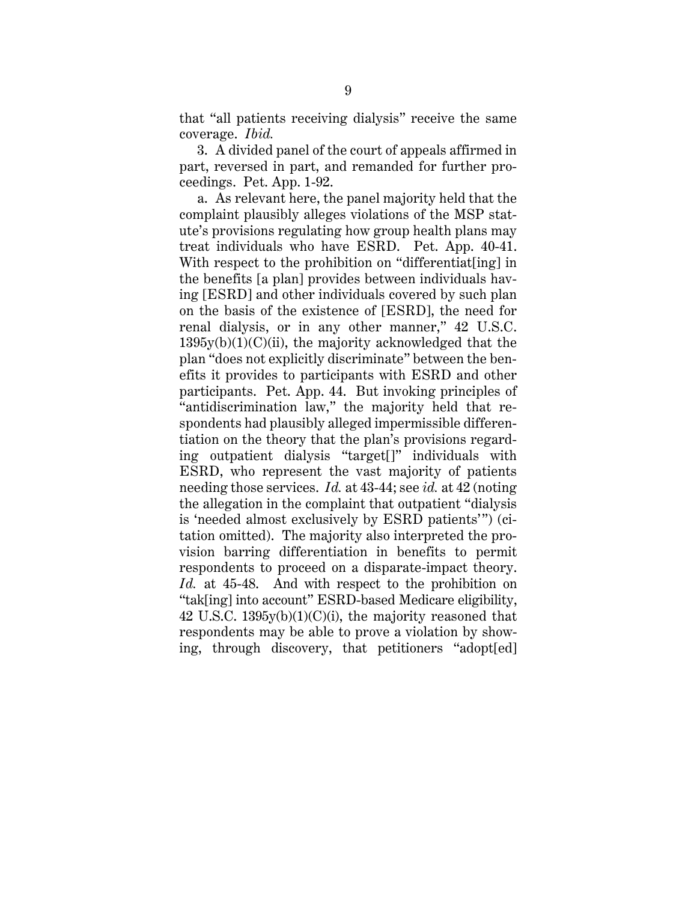that "all patients receiving dialysis" receive the same coverage. *Ibid.*

3. A divided panel of the court of appeals affirmed in part, reversed in part, and remanded for further proceedings. Pet. App. 1-92.

a. As relevant here, the panel majority held that the complaint plausibly alleges violations of the MSP statute's provisions regulating how group health plans may treat individuals who have ESRD. Pet. App. 40-41. With respect to the prohibition on "differentiat[ing] in the benefits [a plan] provides between individuals having [ESRD] and other individuals covered by such plan on the basis of the existence of [ESRD], the need for renal dialysis, or in any other manner," 42 U.S.C. 1395y(b)(1)(C)(ii), the majority acknowledged that the plan "does not explicitly discriminate" between the benefits it provides to participants with ESRD and other participants. Pet. App. 44. But invoking principles of "antidiscrimination law," the majority held that respondents had plausibly alleged impermissible differentiation on the theory that the plan's provisions regarding outpatient dialysis "target[]" individuals with ESRD, who represent the vast majority of patients needing those services. *Id.* at 43-44; see *id.* at 42 (noting the allegation in the complaint that outpatient "dialysis is 'needed almost exclusively by ESRD patients'") (citation omitted). The majority also interpreted the provision barring differentiation in benefits to permit respondents to proceed on a disparate-impact theory. *Id.* at 45-48. And with respect to the prohibition on "tak[ing] into account" ESRD-based Medicare eligibility, 42 U.S.C. 1395y(b)(1)(C)(i), the majority reasoned that respondents may be able to prove a violation by showing, through discovery, that petitioners "adopt[ed]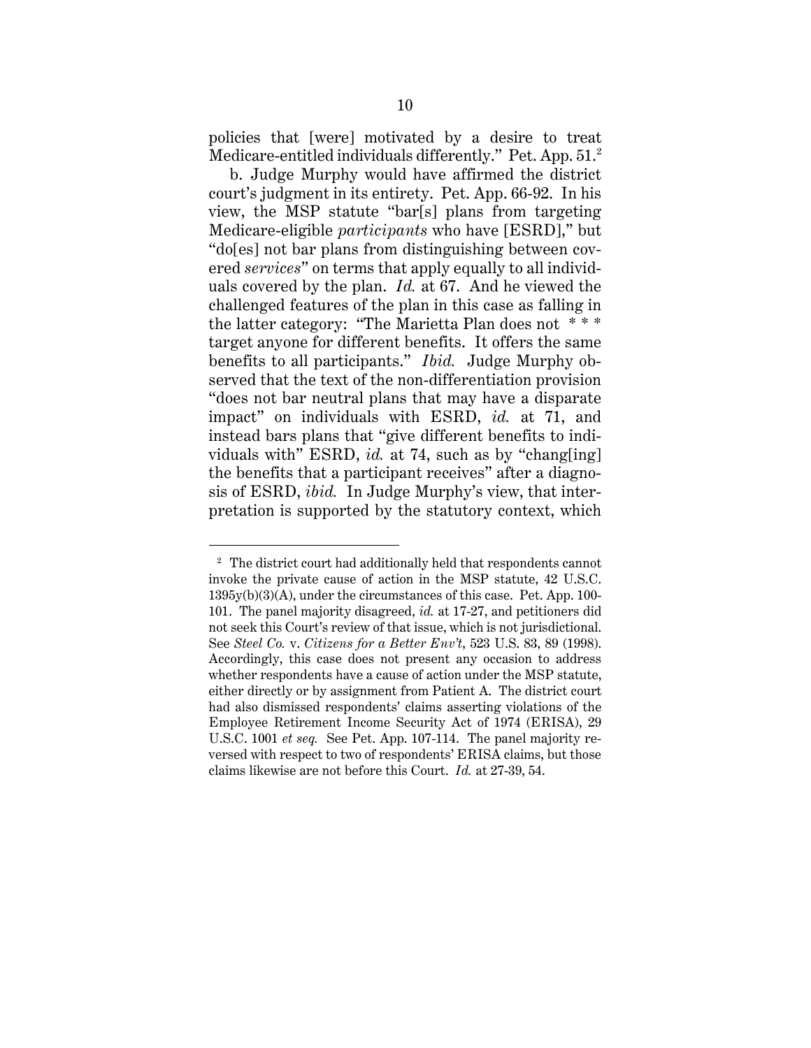policies that [were] motivated by a desire to treat Medicare-entitled individuals differently." Pet. App. 51.[2]

b. Judge Murphy would have affirmed the district court's judgment in its entirety. Pet. App. 66-92. In his view, the MSP statute "bar[s] plans from targeting Medicare-eligible *participants* who have [ESRD]," but "do[es] not bar plans from distinguishing between covered *services*" on terms that apply equally to all individuals covered by the plan. *Id.* at 67. And he viewed the challenged features of the plan in this case as falling in the latter category: "The Marietta Plan does not * * * target anyone for different benefits. It offers the same benefits to all participants." *Ibid.* Judge Murphy observed that the text of the non-differentiation provision "does not bar neutral plans that may have a disparate impact" on individuals with ESRD, *id.* at 71, and instead bars plans that "give different benefits to individuals with" ESRD, *id.* at 74, such as by "chang[ing] the benefits that a participant receives" after a diagnosis of ESRD, *ibid.* In Judge Murphy's view, that interpretation is supported by the statutory context, which

---

[2] The district court had additionally held that respondents cannot invoke the private cause of action in the MSP statute, 42 U.S.C. 1395y(b)(3)(A), under the circumstances of this case. Pet. App. 100-101. The panel majority disagreed, *id.* at 17-27, and petitioners did not seek this Court's review of that issue, which is not jurisdictional. See *Steel Co.* v. *Citizens for a Better Env't*, 523 U.S. 83, 89 (1998). Accordingly, this case does not present any occasion to address whether respondents have a cause of action under the MSP statute, either directly or by assignment from Patient A. The district court had also dismissed respondents' claims asserting violations of the Employee Retirement Income Security Act of 1974 (ERISA), 29 U.S.C. 1001 *et seq.* See Pet. App. 107-114. The panel majority reversed with respect to two of respondents' ERISA claims, but those claims likewise are not before this Court. *Id.* at 27-39, 54.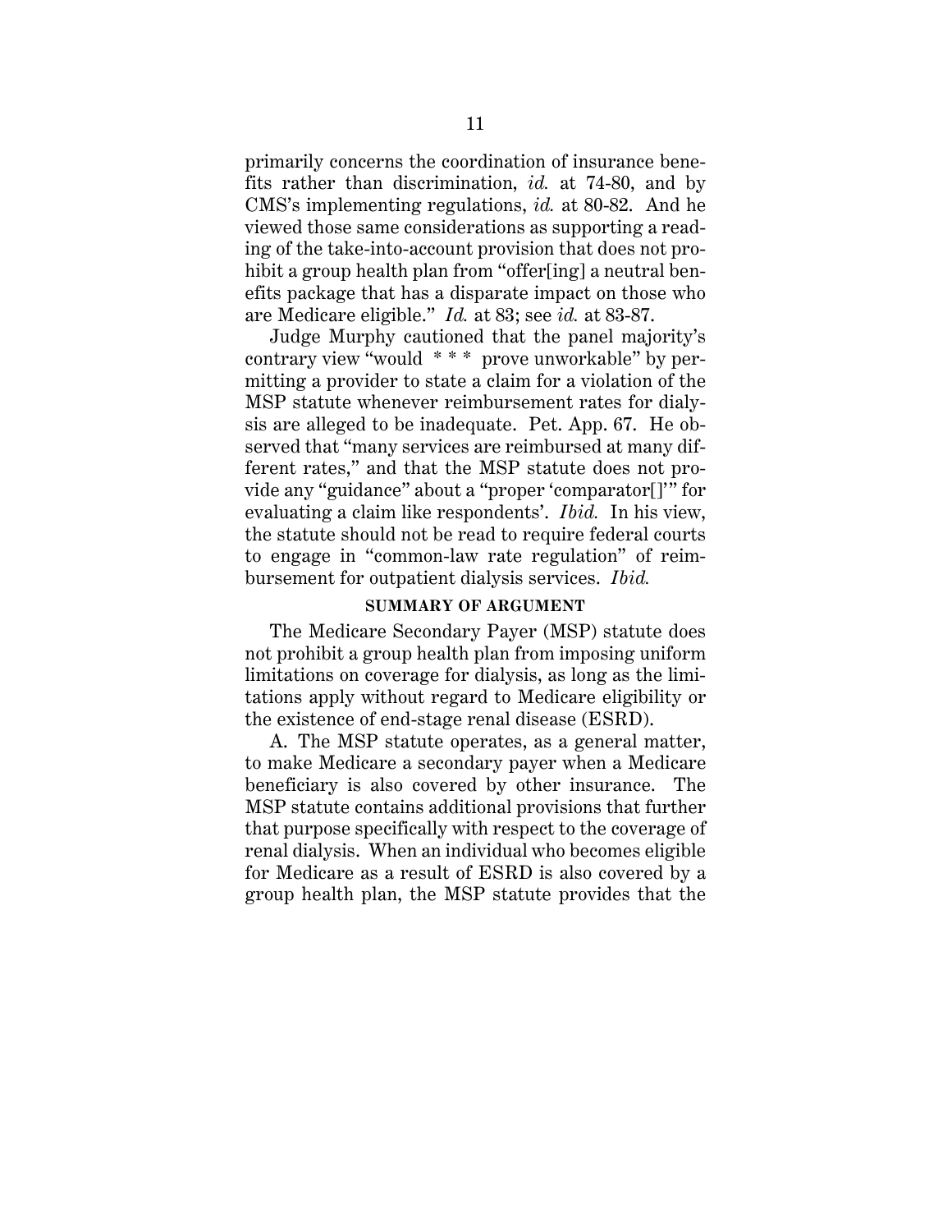primarily concerns the coordination of insurance benefits rather than discrimination, *id.* at 74-80, and by CMS's implementing regulations, *id.* at 80-82. And he viewed those same considerations as supporting a reading of the take-into-account provision that does not prohibit a group health plan from "offer[ing] a neutral benefits package that has a disparate impact on those who are Medicare eligible." *Id.* at 83; see *id.* at 83-87.

Judge Murphy cautioned that the panel majority's contrary view "would * * * prove unworkable" by permitting a provider to state a claim for a violation of the MSP statute whenever reimbursement rates for dialysis are alleged to be inadequate. Pet. App. 67. He observed that "many services are reimbursed at many different rates," and that the MSP statute does not provide any "guidance" about a "proper 'comparator[]'" for evaluating a claim like respondents'. *Ibid.* In his view, the statute should not be read to require federal courts to engage in "common-law rate regulation" of reimbursement for outpatient dialysis services. *Ibid.*

## SUMMARY OF ARGUMENT

The Medicare Secondary Payer (MSP) statute does not prohibit a group health plan from imposing uniform limitations on coverage for dialysis, as long as the limitations apply without regard to Medicare eligibility or the existence of end-stage renal disease (ESRD).

A. The MSP statute operates, as a general matter, to make Medicare a secondary payer when a Medicare beneficiary is also covered by other insurance. The MSP statute contains additional provisions that further that purpose specifically with respect to the coverage of renal dialysis. When an individual who becomes eligible for Medicare as a result of ESRD is also covered by a group health plan, the MSP statute provides that the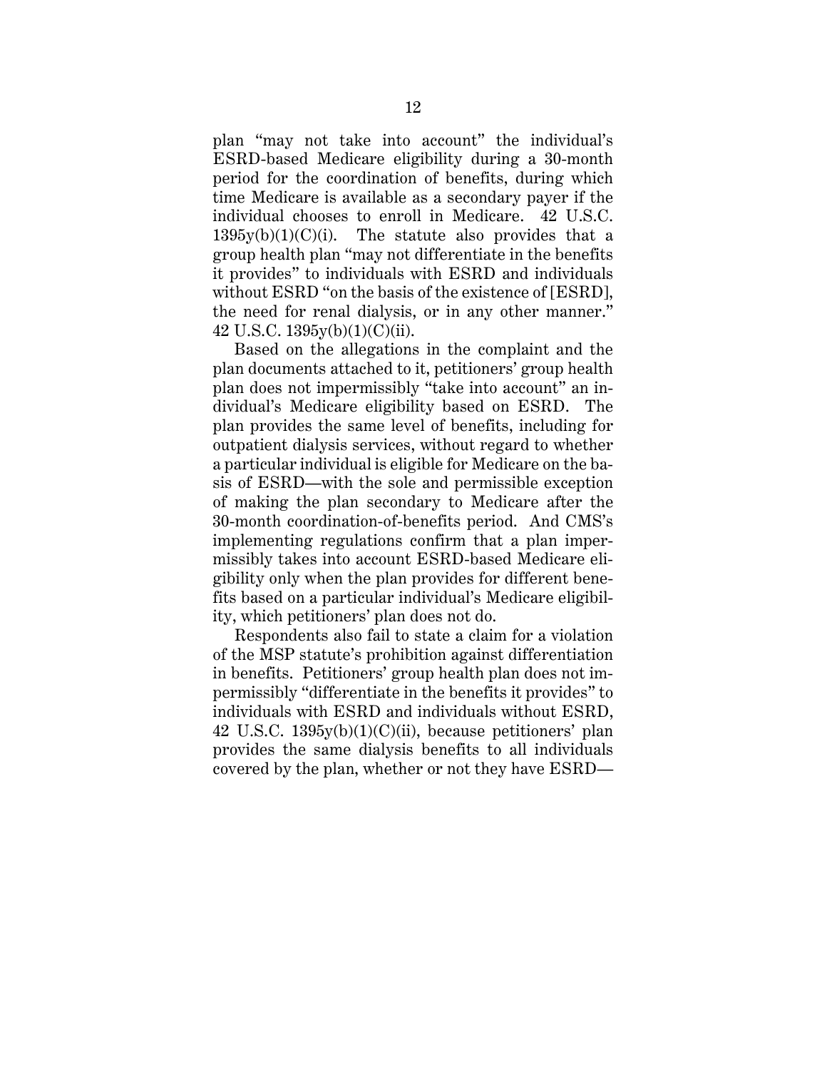plan "may not take into account" the individual's ESRD-based Medicare eligibility during a 30-month period for the coordination of benefits, during which time Medicare is available as a secondary payer if the individual chooses to enroll in Medicare. 42 U.S.C. 1395y(b)(1)(C)(i). The statute also provides that a group health plan "may not differentiate in the benefits it provides" to individuals with ESRD and individuals without ESRD "on the basis of the existence of [ESRD], the need for renal dialysis, or in any other manner." 42 U.S.C. 1395y(b)(1)(C)(ii).

Based on the allegations in the complaint and the plan documents attached to it, petitioners' group health plan does not impermissibly "take into account" an individual's Medicare eligibility based on ESRD. The plan provides the same level of benefits, including for outpatient dialysis services, without regard to whether a particular individual is eligible for Medicare on the basis of ESRD—with the sole and permissible exception of making the plan secondary to Medicare after the 30-month coordination-of-benefits period. And CMS's implementing regulations confirm that a plan impermissibly takes into account ESRD-based Medicare eligibility only when the plan provides for different benefits based on a particular individual's Medicare eligibility, which petitioners' plan does not do.

Respondents also fail to state a claim for a violation of the MSP statute's prohibition against differentiation in benefits. Petitioners' group health plan does not impermissibly "differentiate in the benefits it provides" to individuals with ESRD and individuals without ESRD, 42 U.S.C. 1395y(b)(1)(C)(ii), because petitioners' plan provides the same dialysis benefits to all individuals covered by the plan, whether or not they have ESRD—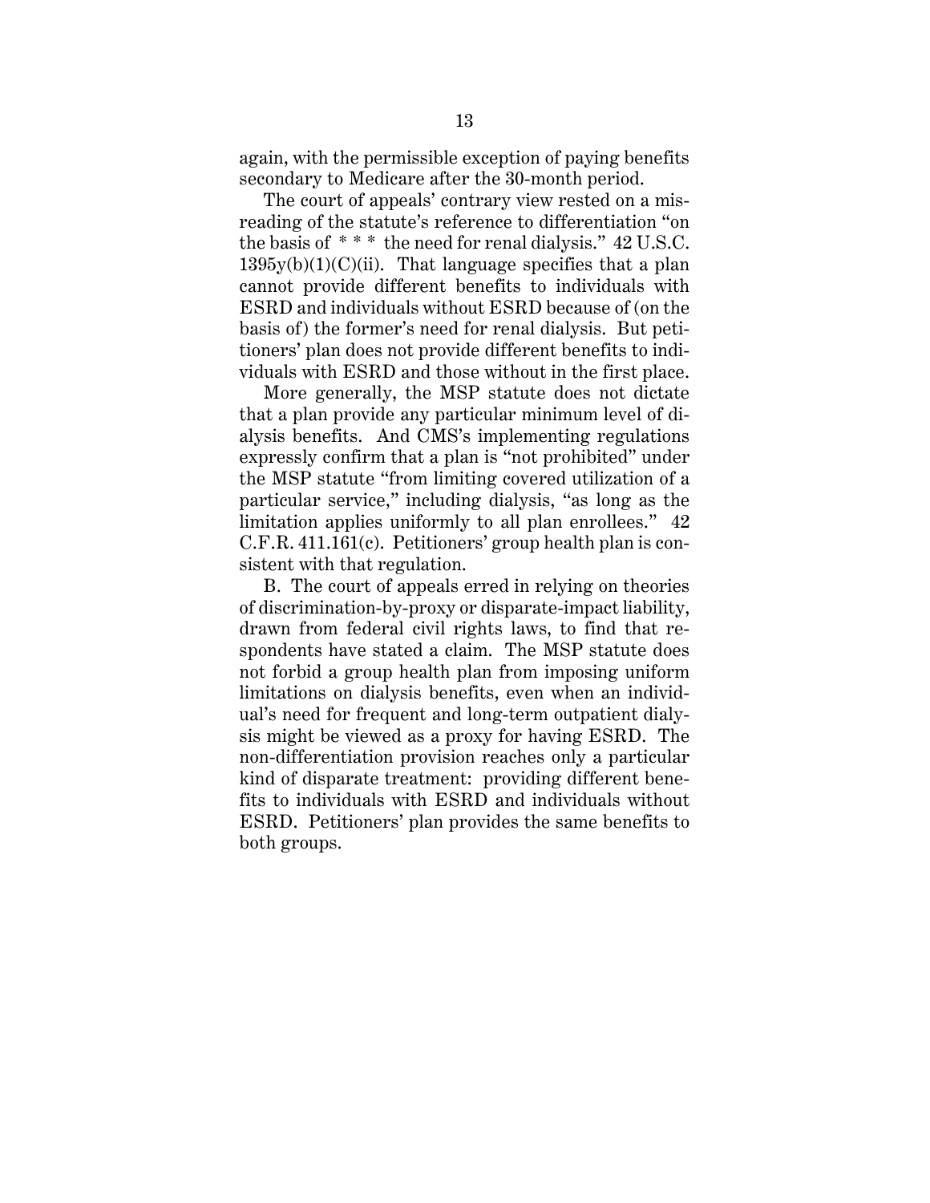again, with the permissible exception of paying benefits secondary to Medicare after the 30-month period.

The court of appeals' contrary view rested on a misreading of the statute's reference to differentiation "on the basis of * * * the need for renal dialysis." 42 U.S.C. 1395y(b)(1)(C)(ii). That language specifies that a plan cannot provide different benefits to individuals with ESRD and individuals without ESRD because of (on the basis of) the former's need for renal dialysis. But petitioners' plan does not provide different benefits to individuals with ESRD and those without in the first place.

More generally, the MSP statute does not dictate that a plan provide any particular minimum level of dialysis benefits. And CMS's implementing regulations expressly confirm that a plan is "not prohibited" under the MSP statute "from limiting covered utilization of a particular service," including dialysis, "as long as the limitation applies uniformly to all plan enrollees." 42 C.F.R. 411.161(c). Petitioners' group health plan is consistent with that regulation.

B. The court of appeals erred in relying on theories of discrimination-by-proxy or disparate-impact liability, drawn from federal civil rights laws, to find that respondents have stated a claim. The MSP statute does not forbid a group health plan from imposing uniform limitations on dialysis benefits, even when an individual's need for frequent and long-term outpatient dialysis might be viewed as a proxy for having ESRD. The non-differentiation provision reaches only a particular kind of disparate treatment: providing different benefits to individuals with ESRD and individuals without ESRD. Petitioners' plan provides the same benefits to both groups.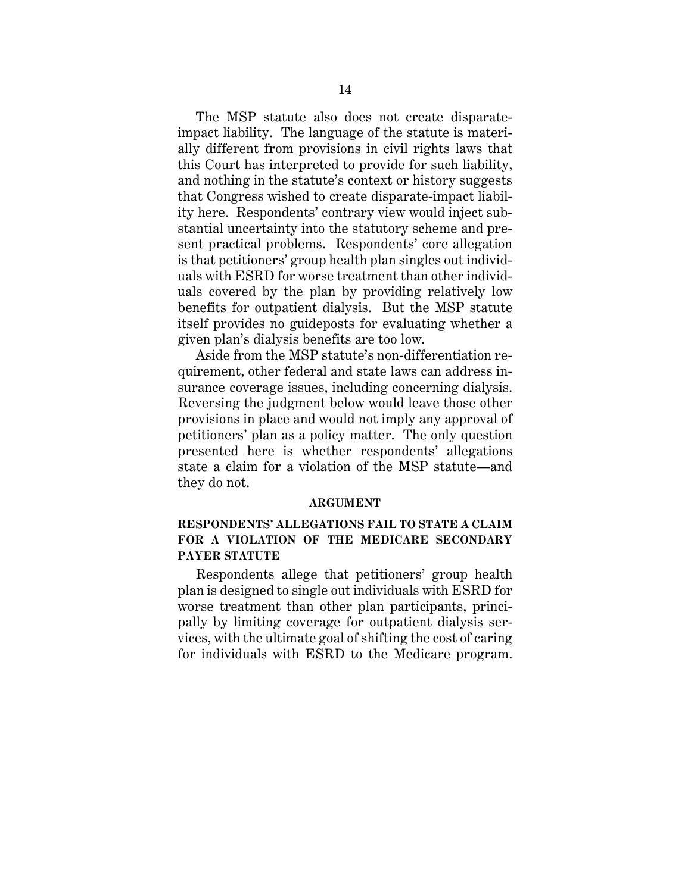The MSP statute also does not create disparate-impact liability. The language of the statute is materially different from provisions in civil rights laws that this Court has interpreted to provide for such liability, and nothing in the statute's context or history suggests that Congress wished to create disparate-impact liability here. Respondents' contrary view would inject substantial uncertainty into the statutory scheme and present practical problems. Respondents' core allegation is that petitioners' group health plan singles out individuals with ESRD for worse treatment than other individuals covered by the plan by providing relatively low benefits for outpatient dialysis. But the MSP statute itself provides no guideposts for evaluating whether a given plan's dialysis benefits are too low.

Aside from the MSP statute's non-differentiation requirement, other federal and state laws can address insurance coverage issues, including concerning dialysis. Reversing the judgment below would leave those other provisions in place and would not imply any approval of petitioners' plan as a policy matter. The only question presented here is whether respondents' allegations state a claim for a violation of the MSP statute—and they do not.

## ARGUMENT

### RESPONDENTS' ALLEGATIONS FAIL TO STATE A CLAIM FOR A VIOLATION OF THE MEDICARE SECONDARY PAYER STATUTE

Respondents allege that petitioners' group health plan is designed to single out individuals with ESRD for worse treatment than other plan participants, principally by limiting coverage for outpatient dialysis services, with the ultimate goal of shifting the cost of caring for individuals with ESRD to the Medicare program.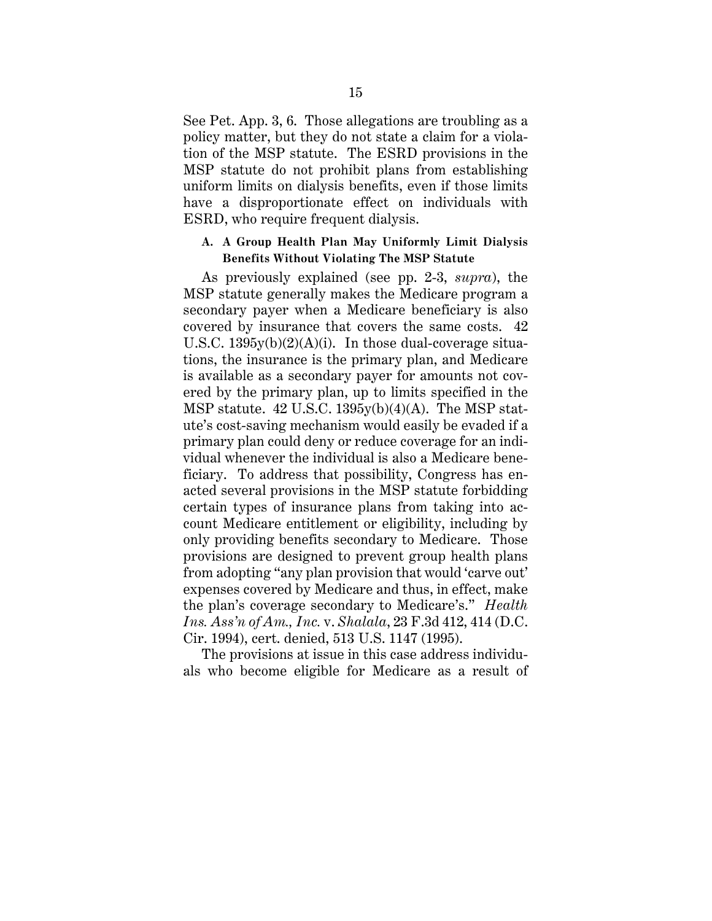See Pet. App. 3, 6. Those allegations are troubling as a policy matter, but they do not state a claim for a violation of the MSP statute. The ESRD provisions in the MSP statute do not prohibit plans from establishing uniform limits on dialysis benefits, even if those limits have a disproportionate effect on individuals with ESRD, who require frequent dialysis.

### A. A Group Health Plan May Uniformly Limit Dialysis Benefits Without Violating The MSP Statute

As previously explained (see pp. 2-3, *supra*), the MSP statute generally makes the Medicare program a secondary payer when a Medicare beneficiary is also covered by insurance that covers the same costs. 42 U.S.C. 1395y(b)(2)(A)(i). In those dual-coverage situations, the insurance is the primary plan, and Medicare is available as a secondary payer for amounts not covered by the primary plan, up to limits specified in the MSP statute. 42 U.S.C. 1395y(b)(4)(A). The MSP statute's cost-saving mechanism would easily be evaded if a primary plan could deny or reduce coverage for an individual whenever the individual is also a Medicare beneficiary. To address that possibility, Congress has enacted several provisions in the MSP statute forbidding certain types of insurance plans from taking into account Medicare entitlement or eligibility, including by only providing benefits secondary to Medicare. Those provisions are designed to prevent group health plans from adopting "any plan provision that would 'carve out' expenses covered by Medicare and thus, in effect, make the plan's coverage secondary to Medicare's." *Health Ins. Ass'n of Am., Inc.* v. *Shalala*, 23 F.3d 412, 414 (D.C. Cir. 1994), cert. denied, 513 U.S. 1147 (1995).

The provisions at issue in this case address individuals who become eligible for Medicare as a result of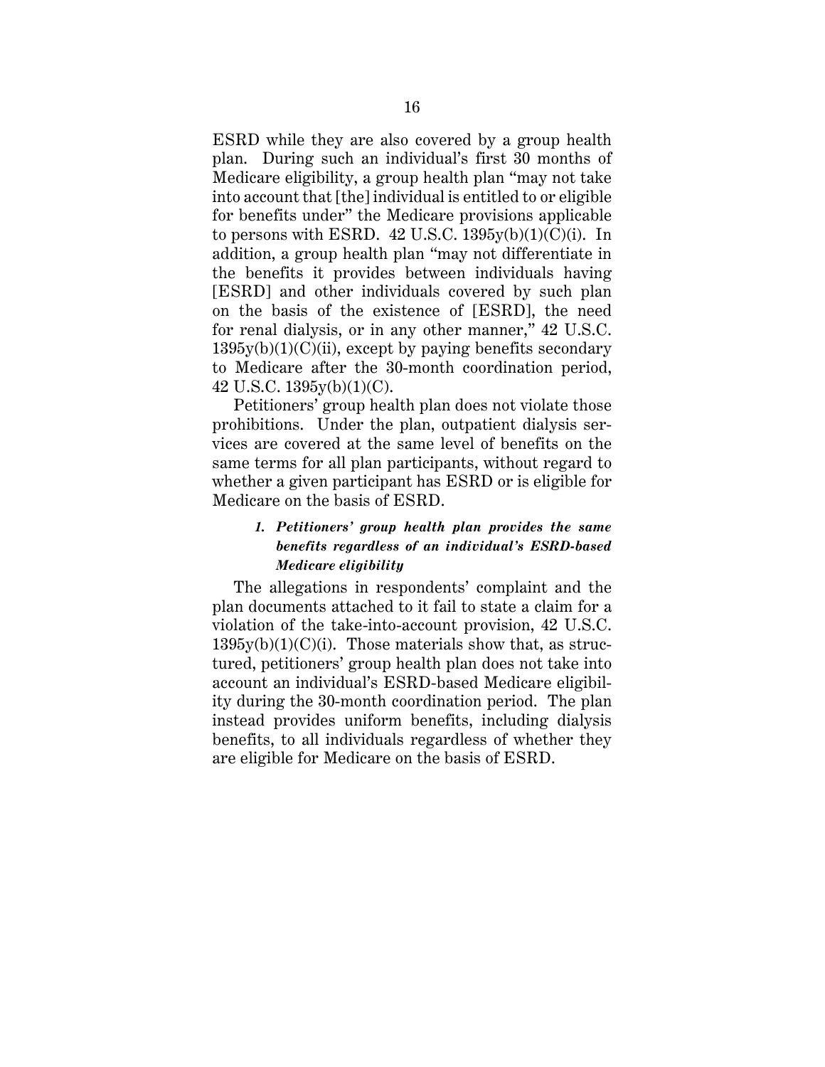ESRD while they are also covered by a group health plan. During such an individual's first 30 months of Medicare eligibility, a group health plan "may not take into account that [the] individual is entitled to or eligible for benefits under" the Medicare provisions applicable to persons with ESRD. 42 U.S.C. 1395y(b)(1)(C)(i). In addition, a group health plan "may not differentiate in the benefits it provides between individuals having [ESRD] and other individuals covered by such plan on the basis of the existence of [ESRD], the need for renal dialysis, or in any other manner," 42 U.S.C. 1395y(b)(1)(C)(ii), except by paying benefits secondary to Medicare after the 30-month coordination period, 42 U.S.C. 1395y(b)(1)(C).

Petitioners' group health plan does not violate those prohibitions. Under the plan, outpatient dialysis services are covered at the same level of benefits on the same terms for all plan participants, without regard to whether a given participant has ESRD or is eligible for Medicare on the basis of ESRD.

#### *1. Petitioners' group health plan provides the same benefits regardless of an individual's ESRD-based Medicare eligibility*

The allegations in respondents' complaint and the plan documents attached to it fail to state a claim for a violation of the take-into-account provision, 42 U.S.C. 1395y(b)(1)(C)(i). Those materials show that, as structured, petitioners' group health plan does not take into account an individual's ESRD-based Medicare eligibility during the 30-month coordination period. The plan instead provides uniform benefits, including dialysis benefits, to all individuals regardless of whether they are eligible for Medicare on the basis of ESRD.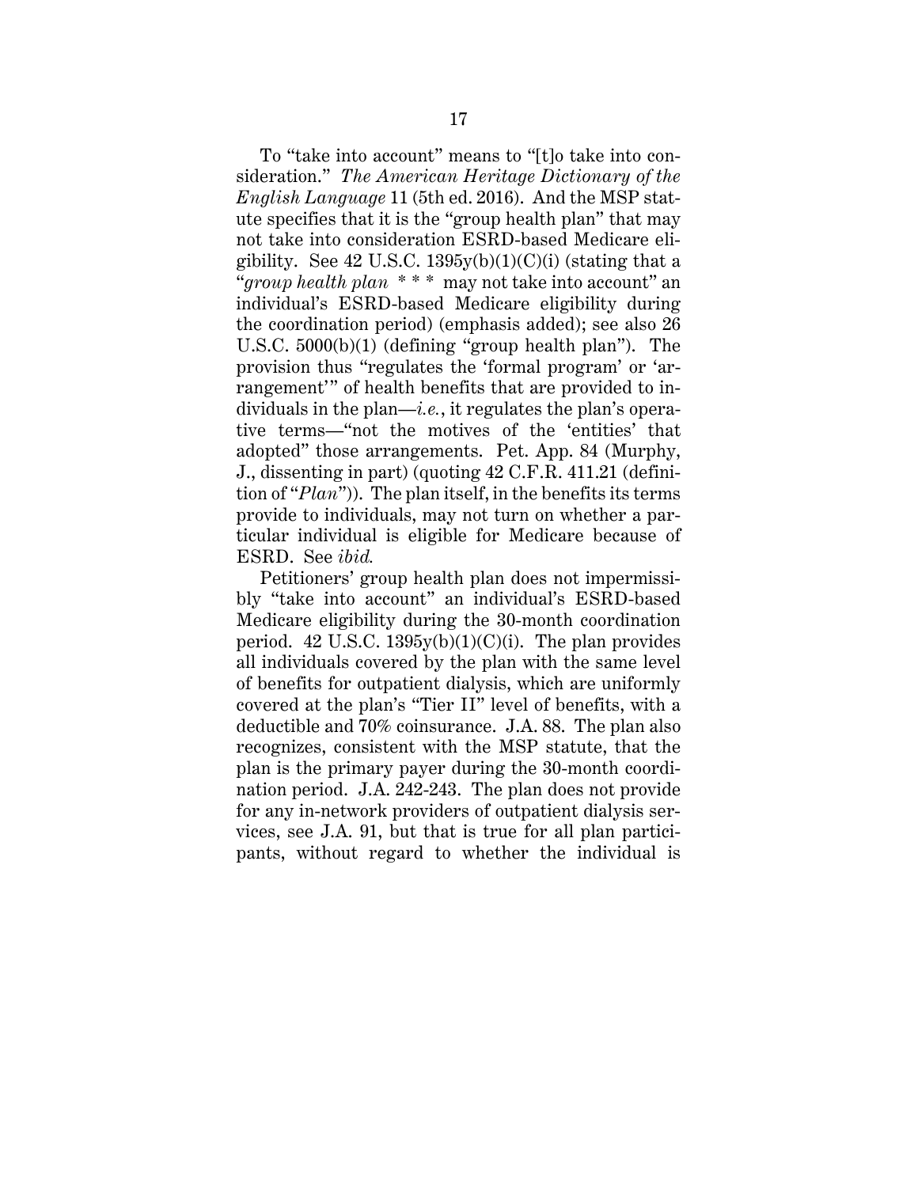To "take into account" means to "[t]o take into consideration." *The American Heritage Dictionary of the English Language* 11 (5th ed. 2016). And the MSP statute specifies that it is the "group health plan" that may not take into consideration ESRD-based Medicare eligibility. See 42 U.S.C. 1395y(b)(1)(C)(i) (stating that a "*group health plan* * * * may not take into account" an individual's ESRD-based Medicare eligibility during the coordination period) (emphasis added); see also 26 U.S.C. 5000(b)(1) (defining "group health plan"). The provision thus "regulates the 'formal program' or 'arrangement'" of health benefits that are provided to individuals in the plan—*i.e.*, it regulates the plan's operative terms—"not the motives of the 'entities' that adopted" those arrangements. Pet. App. 84 (Murphy, J., dissenting in part) (quoting 42 C.F.R. 411.21 (definition of "*Plan*")). The plan itself, in the benefits its terms provide to individuals, may not turn on whether a particular individual is eligible for Medicare because of ESRD. See *ibid.*

Petitioners' group health plan does not impermissibly "take into account" an individual's ESRD-based Medicare eligibility during the 30-month coordination period. 42 U.S.C. 1395y(b)(1)(C)(i). The plan provides all individuals covered by the plan with the same level of benefits for outpatient dialysis, which are uniformly covered at the plan's "Tier II" level of benefits, with a deductible and 70% coinsurance. J.A. 88. The plan also recognizes, consistent with the MSP statute, that the plan is the primary payer during the 30-month coordination period. J.A. 242-243. The plan does not provide for any in-network providers of outpatient dialysis services, see J.A. 91, but that is true for all plan participants, without regard to whether the individual is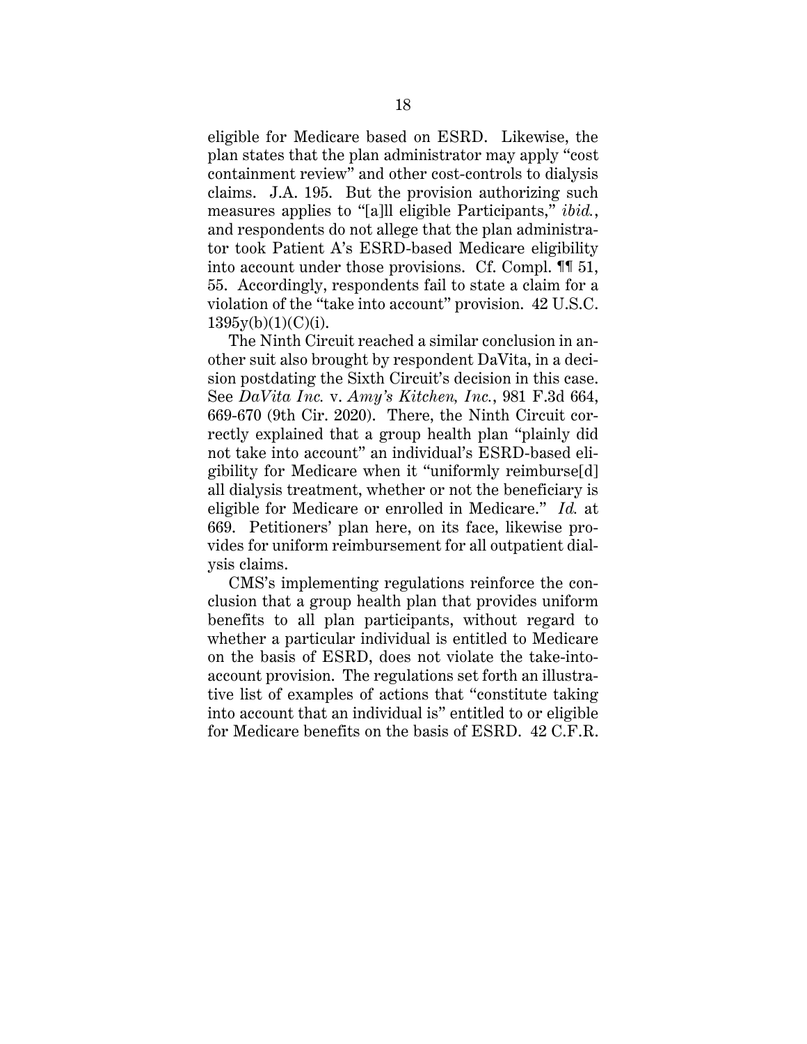eligible for Medicare based on ESRD. Likewise, the plan states that the plan administrator may apply "cost containment review" and other cost-controls to dialysis claims. J.A. 195. But the provision authorizing such measures applies to "[a]ll eligible Participants," *ibid.*, and respondents do not allege that the plan administrator took Patient A's ESRD-based Medicare eligibility into account under those provisions. Cf. Compl. ¶¶ 51, 55. Accordingly, respondents fail to state a claim for a violation of the "take into account" provision. 42 U.S.C. 1395y(b)(1)(C)(i).

The Ninth Circuit reached a similar conclusion in another suit also brought by respondent DaVita, in a decision postdating the Sixth Circuit's decision in this case. See *DaVita Inc.* v. *Amy's Kitchen, Inc.*, 981 F.3d 664, 669-670 (9th Cir. 2020). There, the Ninth Circuit correctly explained that a group health plan "plainly did not take into account" an individual's ESRD-based eligibility for Medicare when it "uniformly reimburse[d] all dialysis treatment, whether or not the beneficiary is eligible for Medicare or enrolled in Medicare." *Id.* at 669. Petitioners' plan here, on its face, likewise provides for uniform reimbursement for all outpatient dialysis claims.

CMS's implementing regulations reinforce the conclusion that a group health plan that provides uniform benefits to all plan participants, without regard to whether a particular individual is entitled to Medicare on the basis of ESRD, does not violate the take-into-account provision. The regulations set forth an illustrative list of examples of actions that "constitute taking into account that an individual is" entitled to or eligible for Medicare benefits on the basis of ESRD. 42 C.F.R.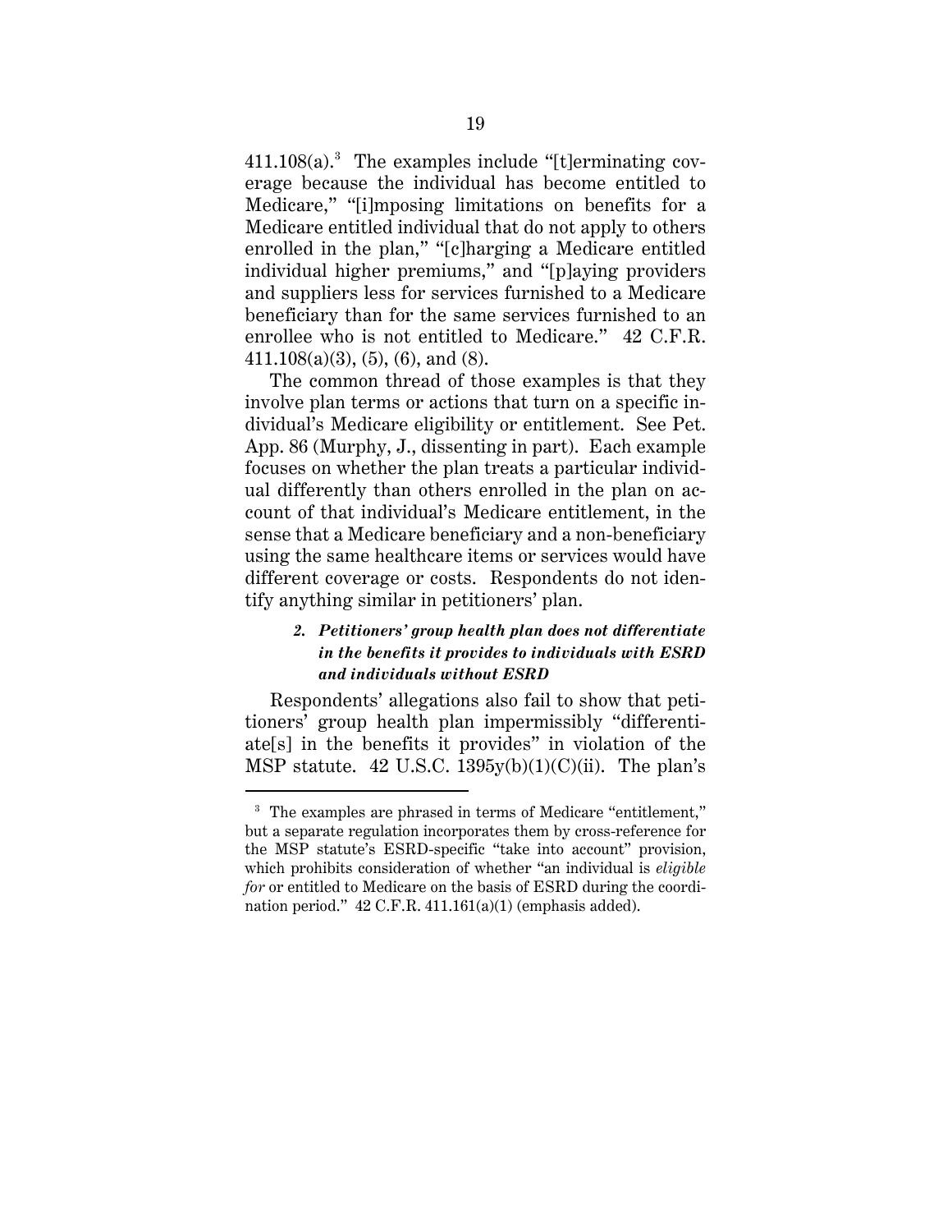411.108(a).[3] The examples include "[t]erminating coverage because the individual has become entitled to Medicare," "[i]mposing limitations on benefits for a Medicare entitled individual that do not apply to others enrolled in the plan," "[c]harging a Medicare entitled individual higher premiums," and "[p]aying providers and suppliers less for services furnished to a Medicare beneficiary than for the same services furnished to an enrollee who is not entitled to Medicare." 42 C.F.R. 411.108(a)(3), (5), (6), and (8).

The common thread of those examples is that they involve plan terms or actions that turn on a specific individual's Medicare eligibility or entitlement. See Pet. App. 86 (Murphy, J., dissenting in part). Each example focuses on whether the plan treats a particular individual differently than others enrolled in the plan on account of that individual's Medicare entitlement, in the sense that a Medicare beneficiary and a non-beneficiary using the same healthcare items or services would have different coverage or costs. Respondents do not identify anything similar in petitioners' plan.

#### *2. Petitioners' group health plan does not differentiate in the benefits it provides to individuals with ESRD and individuals without ESRD*

Respondents' allegations also fail to show that petitioners' group health plan impermissibly "differentiate[s] in the benefits it provides" in violation of the MSP statute. 42 U.S.C. 1395y(b)(1)(C)(ii). The plan's

---

[3] The examples are phrased in terms of Medicare "entitlement," but a separate regulation incorporates them by cross-reference for the MSP statute's ESRD-specific "take into account" provision, which prohibits consideration of whether "an individual is *eligible for* or entitled to Medicare on the basis of ESRD during the coordination period." 42 C.F.R. 411.161(a)(1) (emphasis added).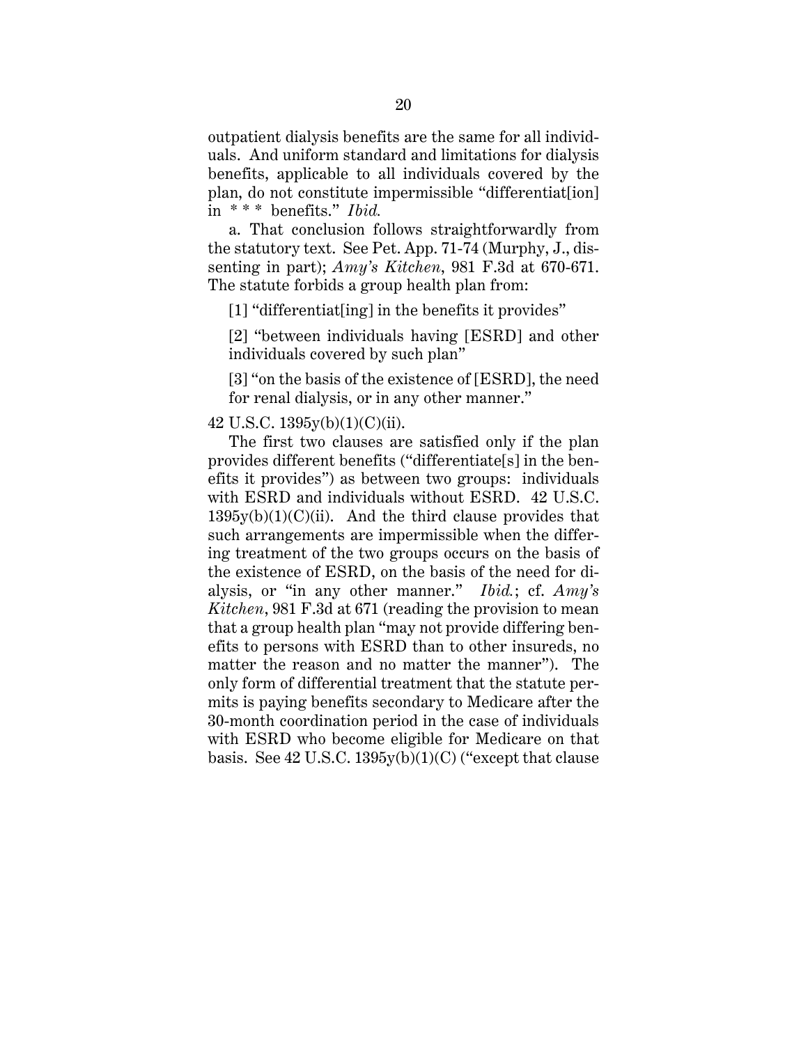outpatient dialysis benefits are the same for all individuals. And uniform standard and limitations for dialysis benefits, applicable to all individuals covered by the plan, do not constitute impermissible "differentiat[ion] in * * * benefits." *Ibid.*

a. That conclusion follows straightforwardly from the statutory text. See Pet. App. 71-74 (Murphy, J., dissenting in part); *Amy's Kitchen*, 981 F.3d at 670-671. The statute forbids a group health plan from:

> [1] "differentiat[ing] in the benefits it provides"
>
> [2] "between individuals having [ESRD] and other individuals covered by such plan"
>
> [3] "on the basis of the existence of [ESRD], the need for renal dialysis, or in any other manner."

42 U.S.C. 1395y(b)(1)(C)(ii).

The first two clauses are satisfied only if the plan provides different benefits ("differentiate[s] in the benefits it provides") as between two groups: individuals with ESRD and individuals without ESRD. 42 U.S.C. 1395y(b)(1)(C)(ii). And the third clause provides that such arrangements are impermissible when the differing treatment of the two groups occurs on the basis of the existence of ESRD, on the basis of the need for dialysis, or "in any other manner." *Ibid.*; cf. *Amy's Kitchen*, 981 F.3d at 671 (reading the provision to mean that a group health plan "may not provide differing benefits to persons with ESRD than to other insureds, no matter the reason and no matter the manner"). The only form of differential treatment that the statute permits is paying benefits secondary to Medicare after the 30-month coordination period in the case of individuals with ESRD who become eligible for Medicare on that basis. See 42 U.S.C. 1395y(b)(1)(C) ("except that clause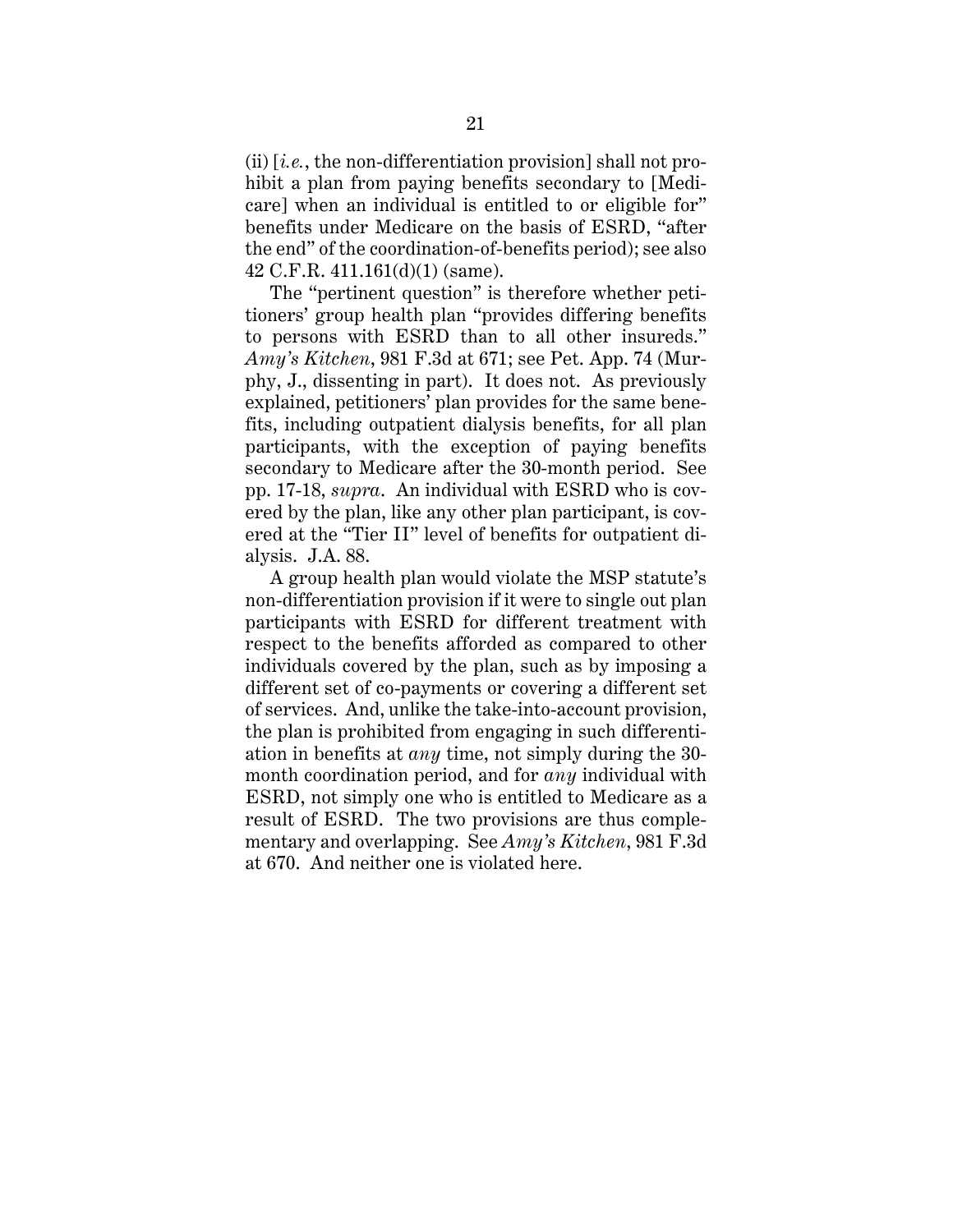(ii) [*i.e.*, the non-differentiation provision] shall not prohibit a plan from paying benefits secondary to [Medicare] when an individual is entitled to or eligible for" benefits under Medicare on the basis of ESRD, "after the end" of the coordination-of-benefits period); see also 42 C.F.R. 411.161(d)(1) (same).

The "pertinent question" is therefore whether petitioners' group health plan "provides differing benefits to persons with ESRD than to all other insureds." *Amy's Kitchen*, 981 F.3d at 671; see Pet. App. 74 (Murphy, J., dissenting in part). It does not. As previously explained, petitioners' plan provides for the same benefits, including outpatient dialysis benefits, for all plan participants, with the exception of paying benefits secondary to Medicare after the 30-month period. See pp. 17-18, *supra*. An individual with ESRD who is covered by the plan, like any other plan participant, is covered at the "Tier II" level of benefits for outpatient dialysis. J.A. 88.

A group health plan would violate the MSP statute's non-differentiation provision if it were to single out plan participants with ESRD for different treatment with respect to the benefits afforded as compared to other individuals covered by the plan, such as by imposing a different set of co-payments or covering a different set of services. And, unlike the take-into-account provision, the plan is prohibited from engaging in such differentiation in benefits at *any* time, not simply during the 30-month coordination period, and for *any* individual with ESRD, not simply one who is entitled to Medicare as a result of ESRD. The two provisions are thus complementary and overlapping. See *Amy's Kitchen*, 981 F.3d at 670. And neither one is violated here.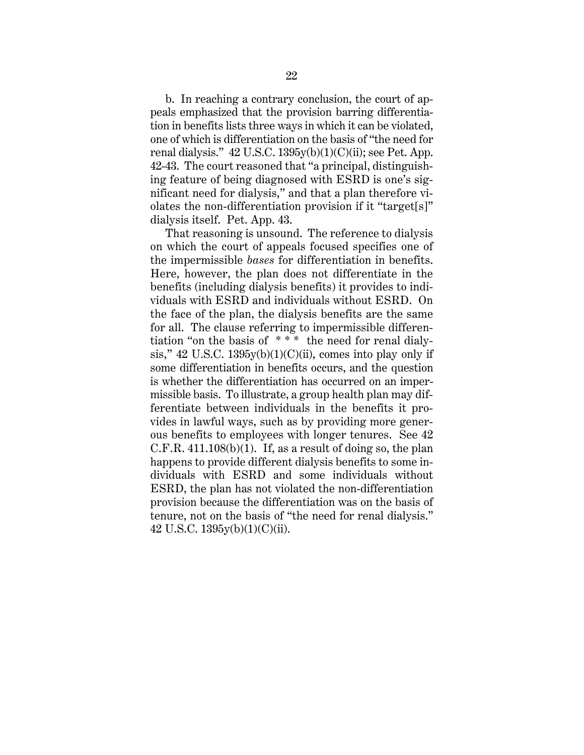b. In reaching a contrary conclusion, the court of appeals emphasized that the provision barring differentiation in benefits lists three ways in which it can be violated, one of which is differentiation on the basis of "the need for renal dialysis." 42 U.S.C. 1395y(b)(1)(C)(ii); see Pet. App. 42-43. The court reasoned that "a principal, distinguishing feature of being diagnosed with ESRD is one's significant need for dialysis," and that a plan therefore violates the non-differentiation provision if it "target[s]" dialysis itself. Pet. App. 43.

That reasoning is unsound. The reference to dialysis on which the court of appeals focused specifies one of the impermissible *bases* for differentiation in benefits. Here, however, the plan does not differentiate in the benefits (including dialysis benefits) it provides to individuals with ESRD and individuals without ESRD. On the face of the plan, the dialysis benefits are the same for all. The clause referring to impermissible differentiation "on the basis of * * * the need for renal dialysis," 42 U.S.C. 1395y(b)(1)(C)(ii), comes into play only if some differentiation in benefits occurs, and the question is whether the differentiation has occurred on an impermissible basis. To illustrate, a group health plan may differentiate between individuals in the benefits it provides in lawful ways, such as by providing more generous benefits to employees with longer tenures. See 42 C.F.R. 411.108(b)(1). If, as a result of doing so, the plan happens to provide different dialysis benefits to some individuals with ESRD and some individuals without ESRD, the plan has not violated the non-differentiation provision because the differentiation was on the basis of tenure, not on the basis of "the need for renal dialysis." 42 U.S.C. 1395y(b)(1)(C)(ii).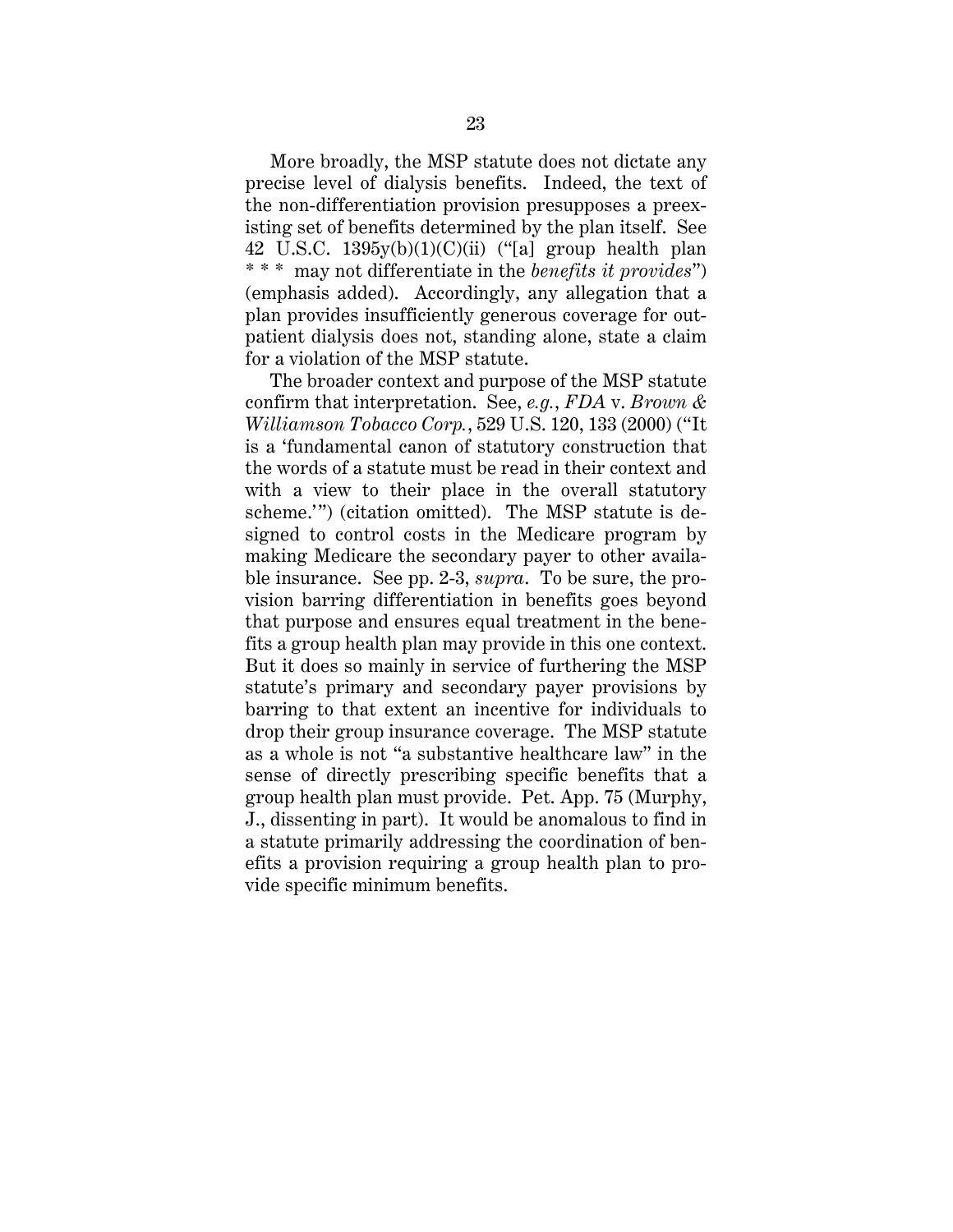More broadly, the MSP statute does not dictate any precise level of dialysis benefits. Indeed, the text of the non-differentiation provision presupposes a preexisting set of benefits determined by the plan itself. See 42 U.S.C. 1395y(b)(1)(C)(ii) ("[a] group health plan * * * may not differentiate in the *benefits it provides*") (emphasis added). Accordingly, any allegation that a plan provides insufficiently generous coverage for outpatient dialysis does not, standing alone, state a claim for a violation of the MSP statute.

The broader context and purpose of the MSP statute confirm that interpretation. See, *e.g.*, *FDA* v. *Brown & Williamson Tobacco Corp.*, 529 U.S. 120, 133 (2000) ("It is a 'fundamental canon of statutory construction that the words of a statute must be read in their context and with a view to their place in the overall statutory scheme.'") (citation omitted). The MSP statute is designed to control costs in the Medicare program by making Medicare the secondary payer to other available insurance. See pp. 2-3, *supra*. To be sure, the provision barring differentiation in benefits goes beyond that purpose and ensures equal treatment in the benefits a group health plan may provide in this one context. But it does so mainly in service of furthering the MSP statute's primary and secondary payer provisions by barring to that extent an incentive for individuals to drop their group insurance coverage. The MSP statute as a whole is not "a substantive healthcare law" in the sense of directly prescribing specific benefits that a group health plan must provide. Pet. App. 75 (Murphy, J., dissenting in part). It would be anomalous to find in a statute primarily addressing the coordination of benefits a provision requiring a group health plan to provide specific minimum benefits.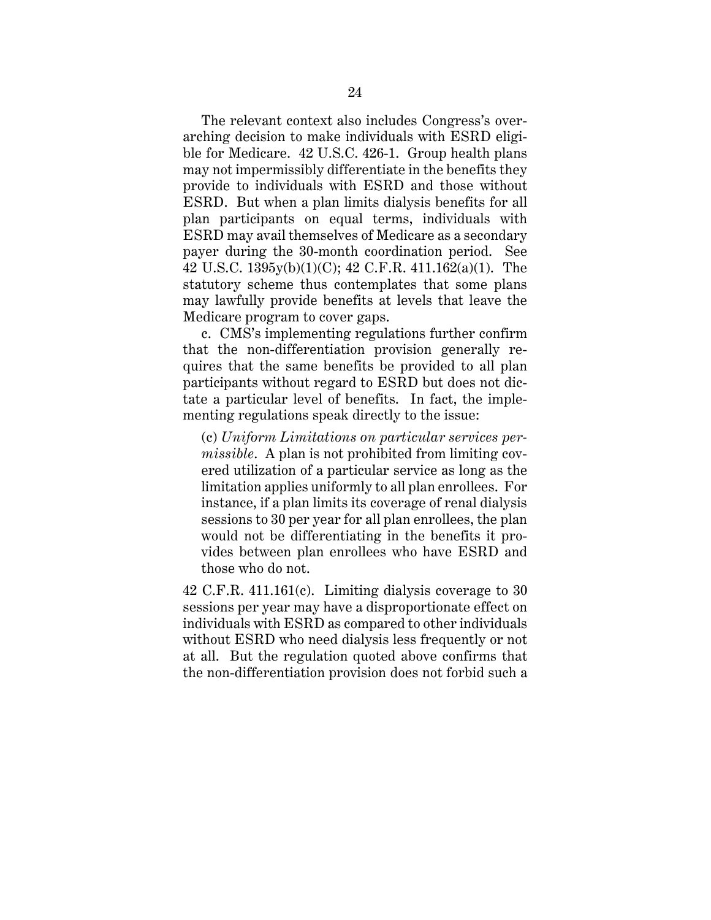The relevant context also includes Congress's overarching decision to make individuals with ESRD eligible for Medicare. 42 U.S.C. 426-1. Group health plans may not impermissibly differentiate in the benefits they provide to individuals with ESRD and those without ESRD. But when a plan limits dialysis benefits for all plan participants on equal terms, individuals with ESRD may avail themselves of Medicare as a secondary payer during the 30-month coordination period. See 42 U.S.C. 1395y(b)(1)(C); 42 C.F.R. 411.162(a)(1). The statutory scheme thus contemplates that some plans may lawfully provide benefits at levels that leave the Medicare program to cover gaps.

c. CMS's implementing regulations further confirm that the non-differentiation provision generally requires that the same benefits be provided to all plan participants without regard to ESRD but does not dictate a particular level of benefits. In fact, the implementing regulations speak directly to the issue:

> (c) *Uniform Limitations on particular services permissible*. A plan is not prohibited from limiting covered utilization of a particular service as long as the limitation applies uniformly to all plan enrollees. For instance, if a plan limits its coverage of renal dialysis sessions to 30 per year for all plan enrollees, the plan would not be differentiating in the benefits it provides between plan enrollees who have ESRD and those who do not.

42 C.F.R. 411.161(c). Limiting dialysis coverage to 30 sessions per year may have a disproportionate effect on individuals with ESRD as compared to other individuals without ESRD who need dialysis less frequently or not at all. But the regulation quoted above confirms that the non-differentiation provision does not forbid such a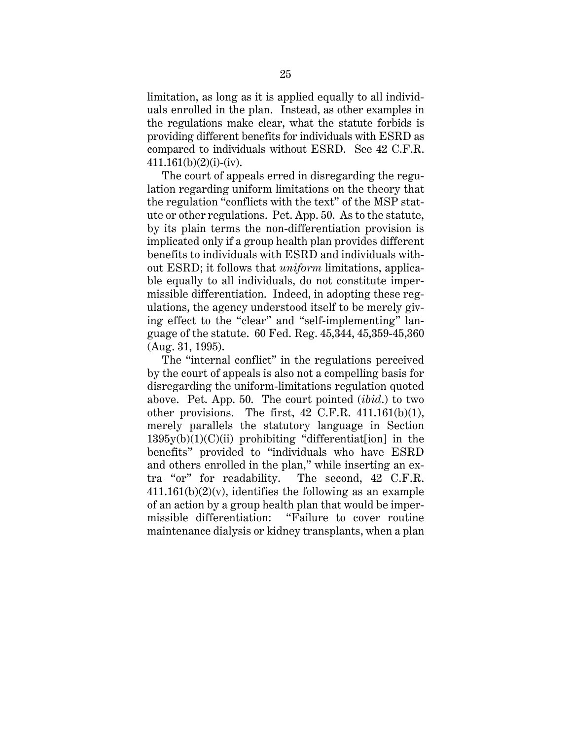limitation, as long as it is applied equally to all individuals enrolled in the plan. Instead, as other examples in the regulations make clear, what the statute forbids is providing different benefits for individuals with ESRD as compared to individuals without ESRD. See 42 C.F.R. 411.161(b)(2)(i)-(iv).

The court of appeals erred in disregarding the regulation regarding uniform limitations on the theory that the regulation "conflicts with the text" of the MSP statute or other regulations. Pet. App. 50. As to the statute, by its plain terms the non-differentiation provision is implicated only if a group health plan provides different benefits to individuals with ESRD and individuals without ESRD; it follows that *uniform* limitations, applicable equally to all individuals, do not constitute impermissible differentiation. Indeed, in adopting these regulations, the agency understood itself to be merely giving effect to the "clear" and "self-implementing" language of the statute. 60 Fed. Reg. 45,344, 45,359-45,360 (Aug. 31, 1995).

The "internal conflict" in the regulations perceived by the court of appeals is also not a compelling basis for disregarding the uniform-limitations regulation quoted above. Pet. App. 50. The court pointed (*ibid.*) to two other provisions. The first, 42 C.F.R. 411.161(b)(1), merely parallels the statutory language in Section 1395y(b)(1)(C)(ii) prohibiting "differentiat[ion] in the benefits" provided to "individuals who have ESRD and others enrolled in the plan," while inserting an extra "or" for readability. The second, 42 C.F.R. 411.161(b)(2)(v), identifies the following as an example of an action by a group health plan that would be impermissible differentiation: "Failure to cover routine maintenance dialysis or kidney transplants, when a plan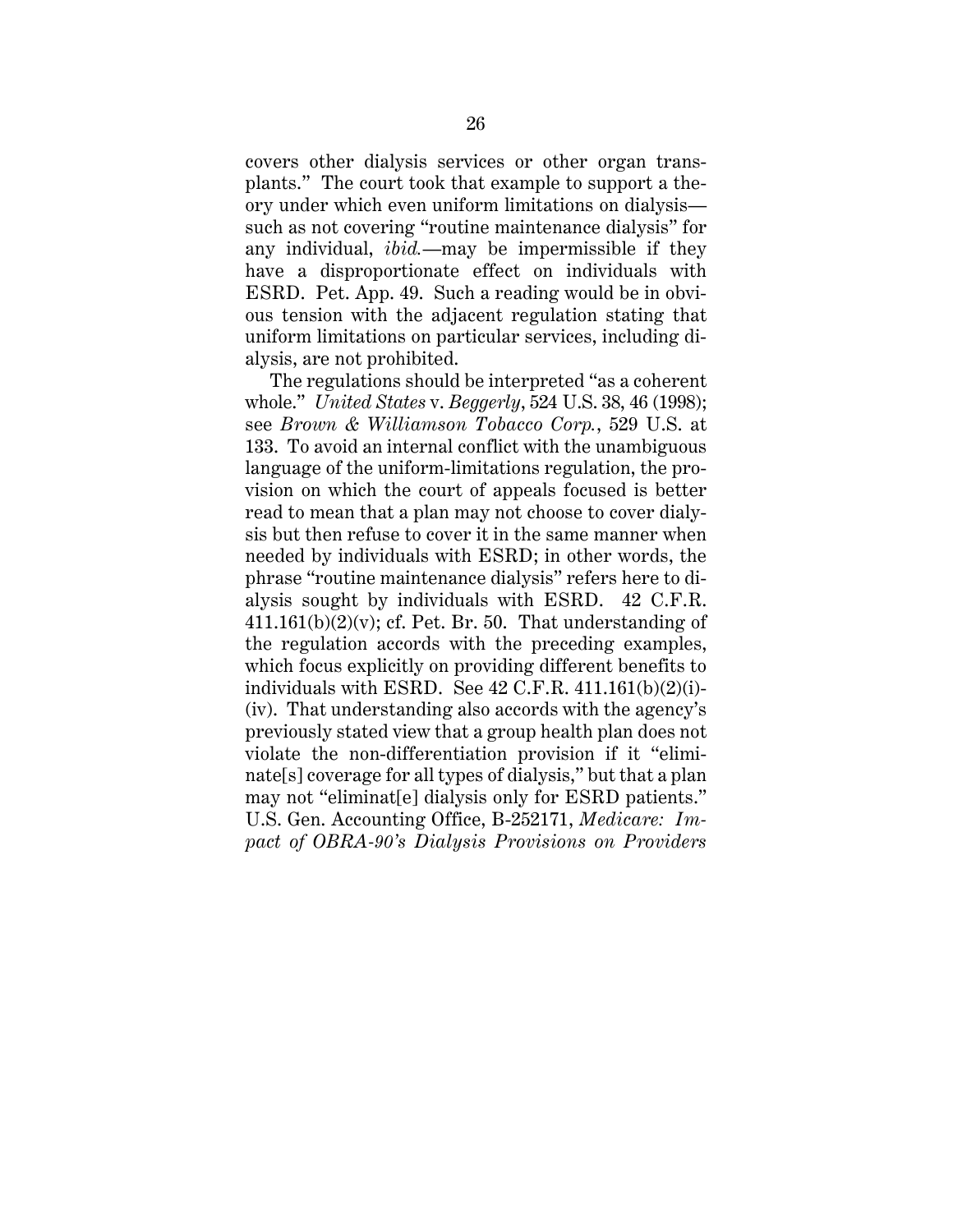covers other dialysis services or other organ transplants." The court took that example to support a theory under which even uniform limitations on dialysis—such as not covering "routine maintenance dialysis" for any individual, *ibid.*—may be impermissible if they have a disproportionate effect on individuals with ESRD. Pet. App. 49. Such a reading would be in obvious tension with the adjacent regulation stating that uniform limitations on particular services, including dialysis, are not prohibited.

The regulations should be interpreted "as a coherent whole." *United States* v. *Beggerly*, 524 U.S. 38, 46 (1998); see *Brown & Williamson Tobacco Corp.*, 529 U.S. at 133. To avoid an internal conflict with the unambiguous language of the uniform-limitations regulation, the provision on which the court of appeals focused is better read to mean that a plan may not choose to cover dialysis but then refuse to cover it in the same manner when needed by individuals with ESRD; in other words, the phrase "routine maintenance dialysis" refers here to dialysis sought by individuals with ESRD. 42 C.F.R. 411.161(b)(2)(v); cf. Pet. Br. 50. That understanding of the regulation accords with the preceding examples, which focus explicitly on providing different benefits to individuals with ESRD. See 42 C.F.R. 411.161(b)(2)(i)-(iv). That understanding also accords with the agency's previously stated view that a group health plan does not violate the non-differentiation provision if it "eliminate[s] coverage for all types of dialysis," but that a plan may not "eliminat[e] dialysis only for ESRD patients." U.S. Gen. Accounting Office, B-252171, *Medicare: Impact of OBRA-90's Dialysis Provisions on Providers*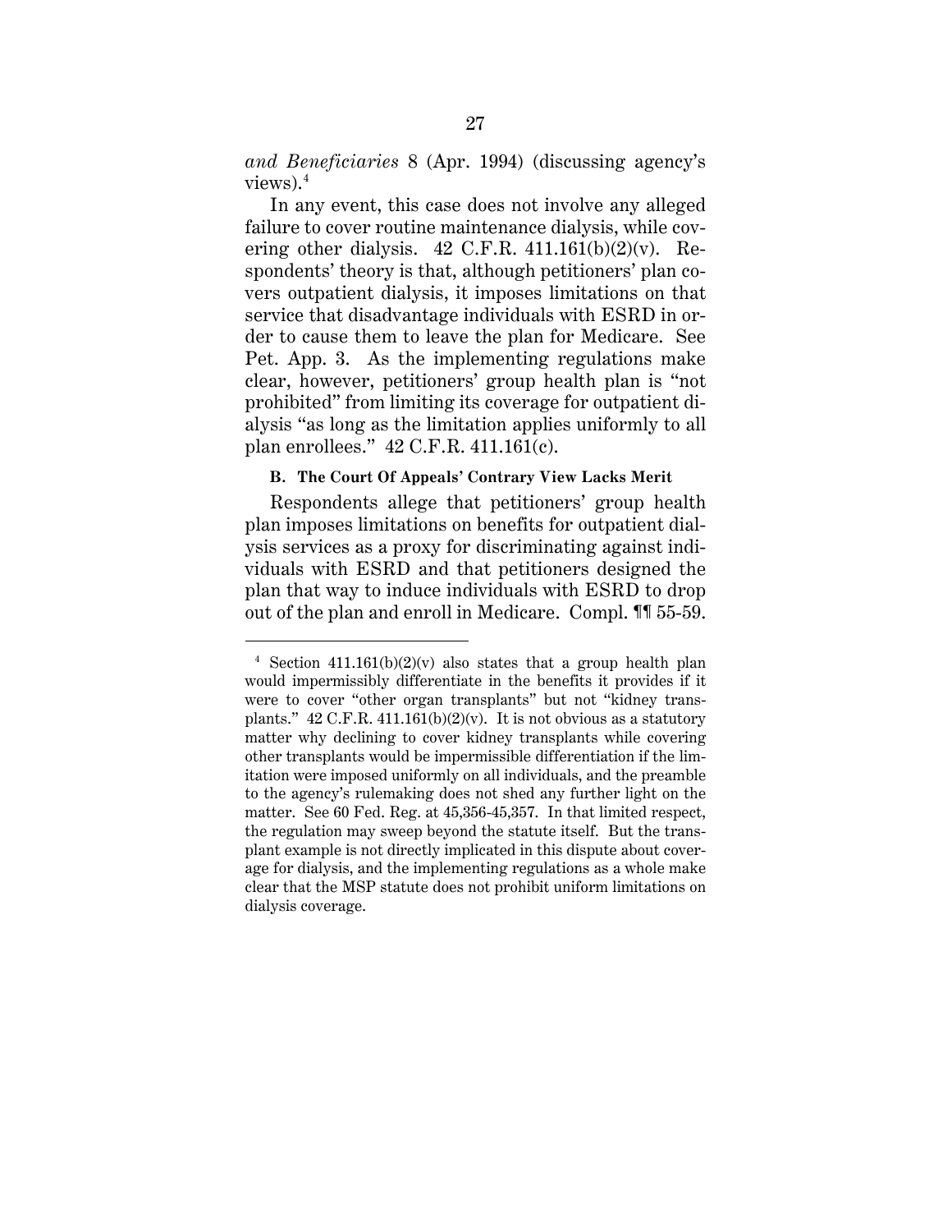*and Beneficiaries* 8 (Apr. 1994) (discussing agency's views).[4]

In any event, this case does not involve any alleged failure to cover routine maintenance dialysis, while covering other dialysis. 42 C.F.R. 411.161(b)(2)(v). Respondents' theory is that, although petitioners' plan covers outpatient dialysis, it imposes limitations on that service that disadvantage individuals with ESRD in order to cause them to leave the plan for Medicare. See Pet. App. 3. As the implementing regulations make clear, however, petitioners' group health plan is "not prohibited" from limiting its coverage for outpatient dialysis "as long as the limitation applies uniformly to all plan enrollees." 42 C.F.R. 411.161(c).

### B. The Court Of Appeals' Contrary View Lacks Merit

Respondents allege that petitioners' group health plan imposes limitations on benefits for outpatient dialysis services as a proxy for discriminating against individuals with ESRD and that petitioners designed the plan that way to induce individuals with ESRD to drop out of the plan and enroll in Medicare. Compl. ¶¶ 55-59.

---

[4] Section 411.161(b)(2)(v) also states that a group health plan would impermissibly differentiate in the benefits it provides if it were to cover "other organ transplants" but not "kidney transplants." 42 C.F.R. 411.161(b)(2)(v). It is not obvious as a statutory matter why declining to cover kidney transplants while covering other transplants would be impermissible differentiation if the limitation were imposed uniformly on all individuals, and the preamble to the agency's rulemaking does not shed any further light on the matter. See 60 Fed. Reg. at 45,356-45,357. In that limited respect, the regulation may sweep beyond the statute itself. But the transplant example is not directly implicated in this dispute about coverage for dialysis, and the implementing regulations as a whole make clear that the MSP statute does not prohibit uniform limitations on dialysis coverage.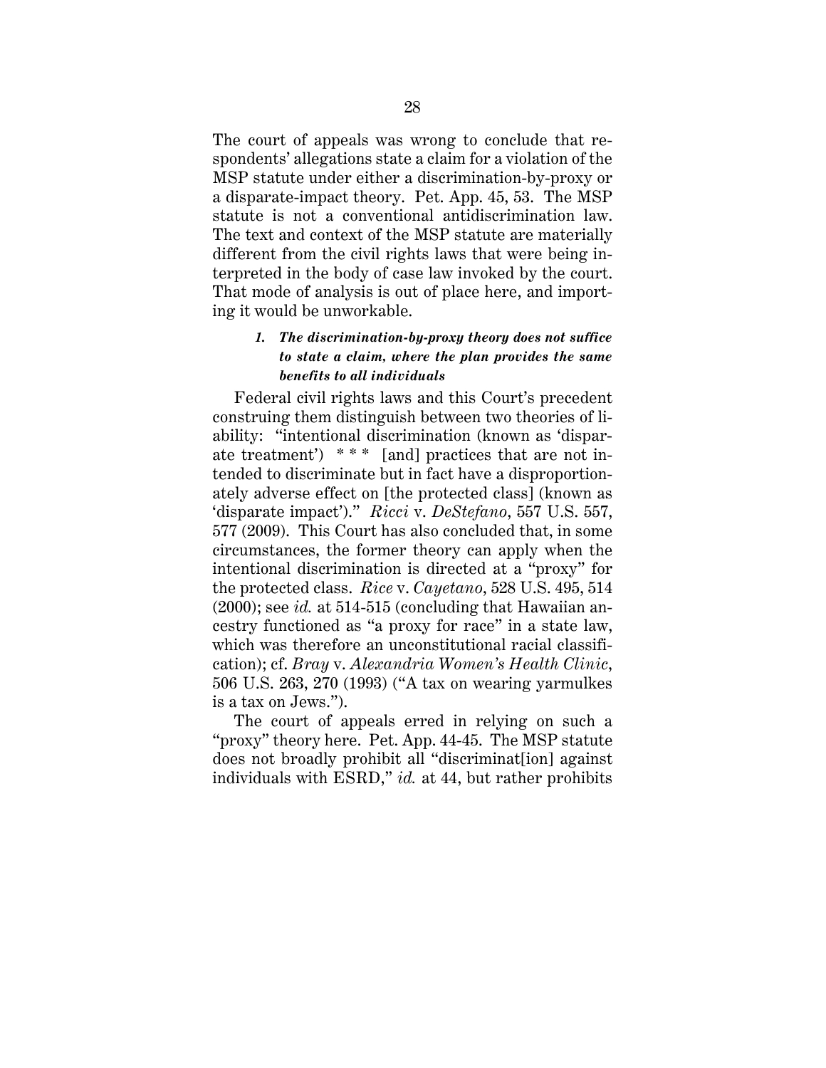The court of appeals was wrong to conclude that respondents' allegations state a claim for a violation of the MSP statute under either a discrimination-by-proxy or a disparate-impact theory. Pet. App. 45, 53. The MSP statute is not a conventional antidiscrimination law. The text and context of the MSP statute are materially different from the civil rights laws that were being interpreted in the body of case law invoked by the court. That mode of analysis is out of place here, and importing it would be unworkable.

#### *1. The discrimination-by-proxy theory does not suffice to state a claim, where the plan provides the same benefits to all individuals*

Federal civil rights laws and this Court's precedent construing them distinguish between two theories of liability: "intentional discrimination (known as 'disparate treatment') * * * [and] practices that are not intended to discriminate but in fact have a disproportionately adverse effect on [the protected class] (known as 'disparate impact')." *Ricci* v. *DeStefano*, 557 U.S. 557, 577 (2009). This Court has also concluded that, in some circumstances, the former theory can apply when the intentional discrimination is directed at a "proxy" for the protected class. *Rice* v. *Cayetano*, 528 U.S. 495, 514 (2000); see *id.* at 514-515 (concluding that Hawaiian ancestry functioned as "a proxy for race" in a state law, which was therefore an unconstitutional racial classification); cf. *Bray* v. *Alexandria Women's Health Clinic*, 506 U.S. 263, 270 (1993) ("A tax on wearing yarmulkes is a tax on Jews.").

The court of appeals erred in relying on such a "proxy" theory here. Pet. App. 44-45. The MSP statute does not broadly prohibit all "discriminat[ion] against individuals with ESRD," *id.* at 44, but rather prohibits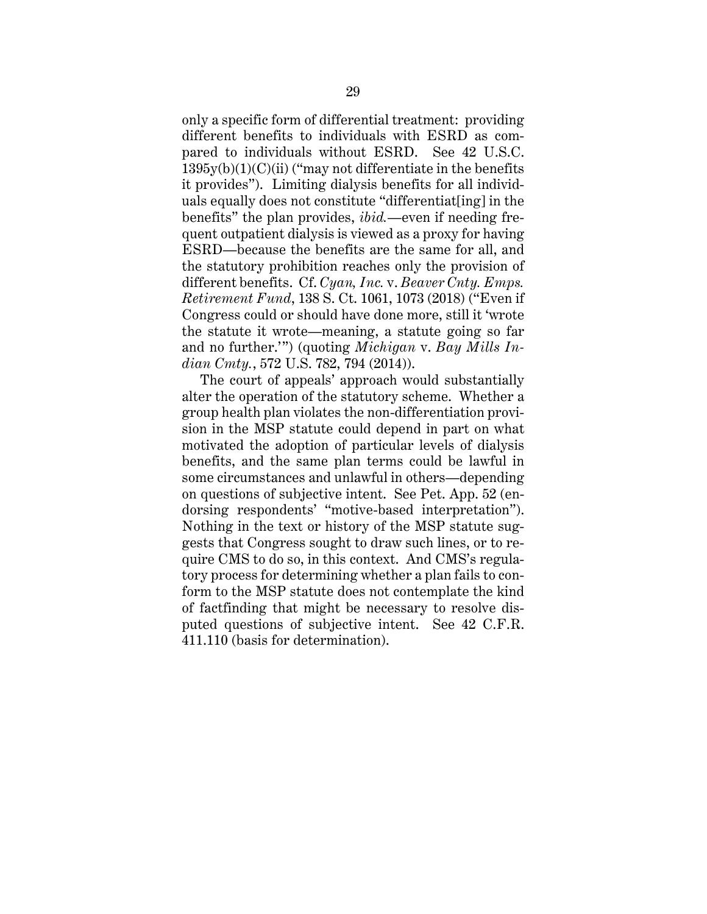only a specific form of differential treatment: providing different benefits to individuals with ESRD as compared to individuals without ESRD. See 42 U.S.C. 1395y(b)(1)(C)(ii) ("may not differentiate in the benefits it provides"). Limiting dialysis benefits for all individuals equally does not constitute "differentiat[ing] in the benefits" the plan provides, *ibid.*—even if needing frequent outpatient dialysis is viewed as a proxy for having ESRD—because the benefits are the same for all, and the statutory prohibition reaches only the provision of different benefits. Cf. *Cyan, Inc.* v. *Beaver Cnty. Emps. Retirement Fund*, 138 S. Ct. 1061, 1073 (2018) ("Even if Congress could or should have done more, still it 'wrote the statute it wrote—meaning, a statute going so far and no further.'") (quoting *Michigan* v. *Bay Mills Indian Cmty.*, 572 U.S. 782, 794 (2014)).

The court of appeals' approach would substantially alter the operation of the statutory scheme. Whether a group health plan violates the non-differentiation provision in the MSP statute could depend in part on what motivated the adoption of particular levels of dialysis benefits, and the same plan terms could be lawful in some circumstances and unlawful in others—depending on questions of subjective intent. See Pet. App. 52 (endorsing respondents' "motive-based interpretation"). Nothing in the text or history of the MSP statute suggests that Congress sought to draw such lines, or to require CMS to do so, in this context. And CMS's regulatory process for determining whether a plan fails to conform to the MSP statute does not contemplate the kind of factfinding that might be necessary to resolve disputed questions of subjective intent. See 42 C.F.R. 411.110 (basis for determination).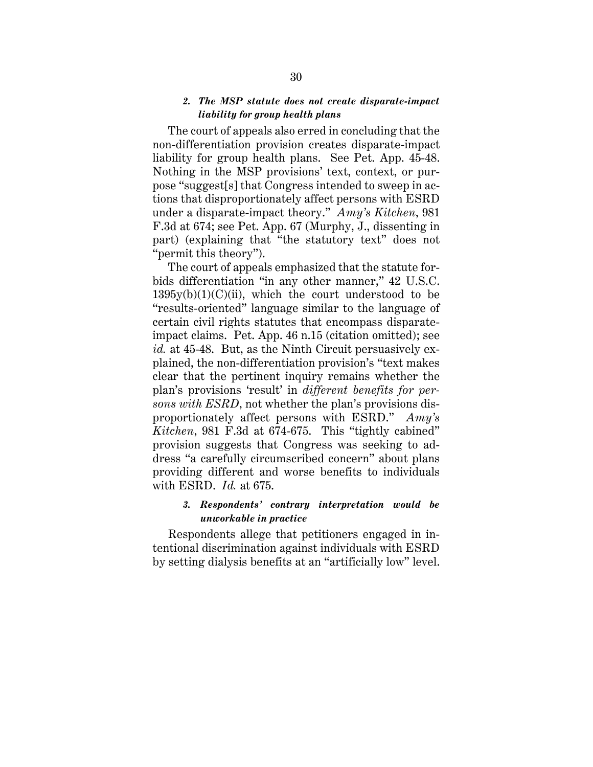#### *2. The MSP statute does not create disparate-impact liability for group health plans*

The court of appeals also erred in concluding that the non-differentiation provision creates disparate-impact liability for group health plans. See Pet. App. 45-48. Nothing in the MSP provisions' text, context, or purpose "suggest[s] that Congress intended to sweep in actions that disproportionately affect persons with ESRD under a disparate-impact theory." *Amy's Kitchen*, 981 F.3d at 674; see Pet. App. 67 (Murphy, J., dissenting in part) (explaining that "the statutory text" does not "permit this theory").

The court of appeals emphasized that the statute forbids differentiation "in any other manner," 42 U.S.C. 1395y(b)(1)(C)(ii), which the court understood to be "results-oriented" language similar to the language of certain civil rights statutes that encompass disparate-impact claims. Pet. App. 46 n.15 (citation omitted); see *id.* at 45-48. But, as the Ninth Circuit persuasively explained, the non-differentiation provision's "text makes clear that the pertinent inquiry remains whether the plan's provisions 'result' in *different benefits for persons with ESRD*, not whether the plan's provisions disproportionately affect persons with ESRD." *Amy's Kitchen*, 981 F.3d at 674-675. This "tightly cabined" provision suggests that Congress was seeking to address "a carefully circumscribed concern" about plans providing different and worse benefits to individuals with ESRD. *Id.* at 675.

#### *3. Respondents' contrary interpretation would be unworkable in practice*

Respondents allege that petitioners engaged in intentional discrimination against individuals with ESRD by setting dialysis benefits at an "artificially low" level.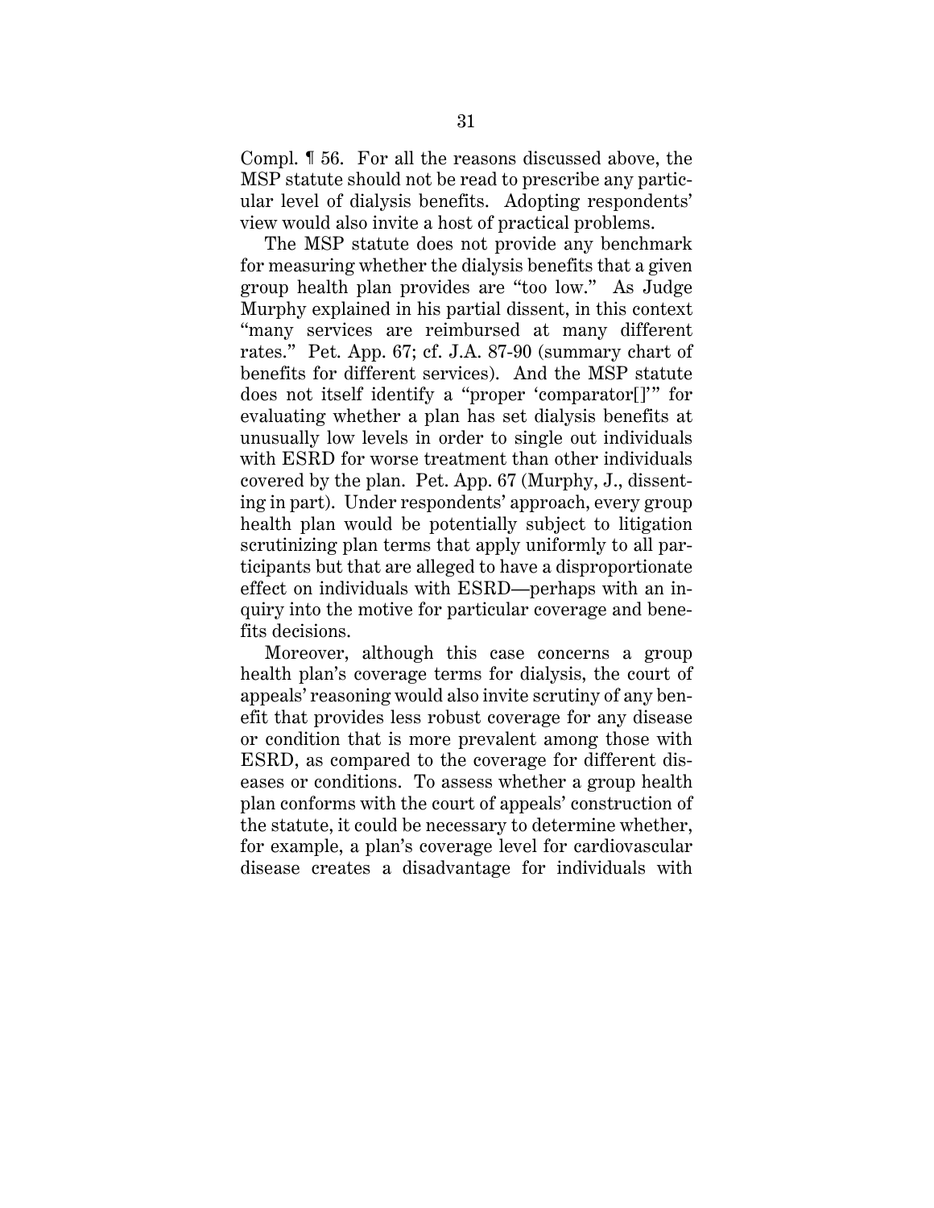Compl. ¶ 56. For all the reasons discussed above, the MSP statute should not be read to prescribe any particular level of dialysis benefits. Adopting respondents' view would also invite a host of practical problems.

The MSP statute does not provide any benchmark for measuring whether the dialysis benefits that a given group health plan provides are "too low." As Judge Murphy explained in his partial dissent, in this context "many services are reimbursed at many different rates." Pet. App. 67; cf. J.A. 87-90 (summary chart of benefits for different services). And the MSP statute does not itself identify a "proper 'comparator[]'" for evaluating whether a plan has set dialysis benefits at unusually low levels in order to single out individuals with ESRD for worse treatment than other individuals covered by the plan. Pet. App. 67 (Murphy, J., dissenting in part). Under respondents' approach, every group health plan would be potentially subject to litigation scrutinizing plan terms that apply uniformly to all participants but that are alleged to have a disproportionate effect on individuals with ESRD—perhaps with an inquiry into the motive for particular coverage and benefits decisions.

Moreover, although this case concerns a group health plan's coverage terms for dialysis, the court of appeals' reasoning would also invite scrutiny of any benefit that provides less robust coverage for any disease or condition that is more prevalent among those with ESRD, as compared to the coverage for different diseases or conditions. To assess whether a group health plan conforms with the court of appeals' construction of the statute, it could be necessary to determine whether, for example, a plan's coverage level for cardiovascular disease creates a disadvantage for individuals with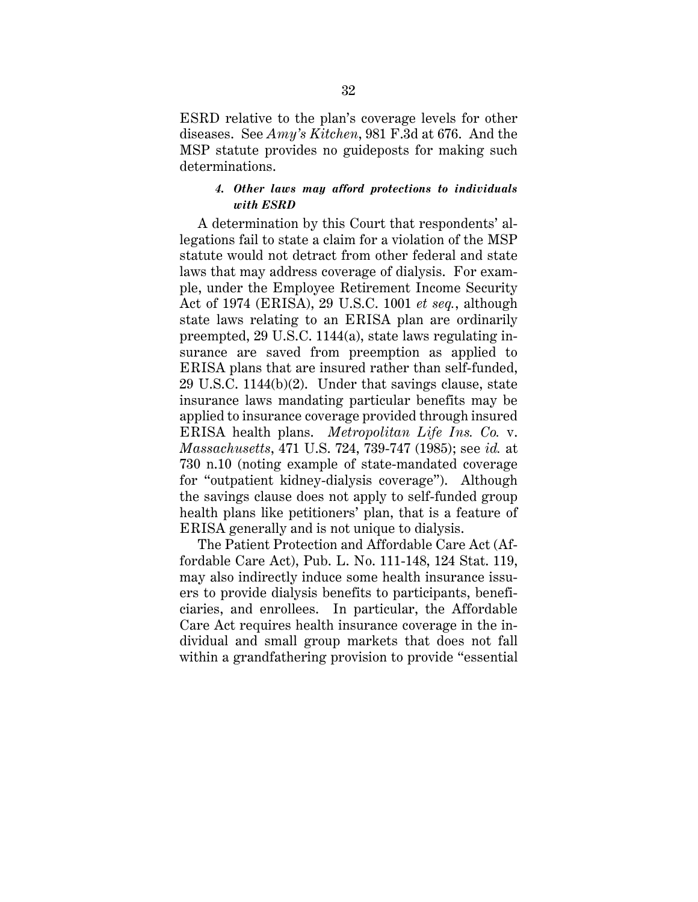ESRD relative to the plan's coverage levels for other diseases. See *Amy's Kitchen*, 981 F.3d at 676. And the MSP statute provides no guideposts for making such determinations.

#### *4. Other laws may afford protections to individuals with ESRD*

A determination by this Court that respondents' allegations fail to state a claim for a violation of the MSP statute would not detract from other federal and state laws that may address coverage of dialysis. For example, under the Employee Retirement Income Security Act of 1974 (ERISA), 29 U.S.C. 1001 *et seq.*, although state laws relating to an ERISA plan are ordinarily preempted, 29 U.S.C. 1144(a), state laws regulating insurance are saved from preemption as applied to ERISA plans that are insured rather than self-funded, 29 U.S.C. 1144(b)(2). Under that savings clause, state insurance laws mandating particular benefits may be applied to insurance coverage provided through insured ERISA health plans. *Metropolitan Life Ins. Co.* v. *Massachusetts*, 471 U.S. 724, 739-747 (1985); see *id.* at 730 n.10 (noting example of state-mandated coverage for "outpatient kidney-dialysis coverage"). Although the savings clause does not apply to self-funded group health plans like petitioners' plan, that is a feature of ERISA generally and is not unique to dialysis.

The Patient Protection and Affordable Care Act (Affordable Care Act), Pub. L. No. 111-148, 124 Stat. 119, may also indirectly induce some health insurance issuers to provide dialysis benefits to participants, beneficiaries, and enrollees. In particular, the Affordable Care Act requires health insurance coverage in the individual and small group markets that does not fall within a grandfathering provision to provide "essential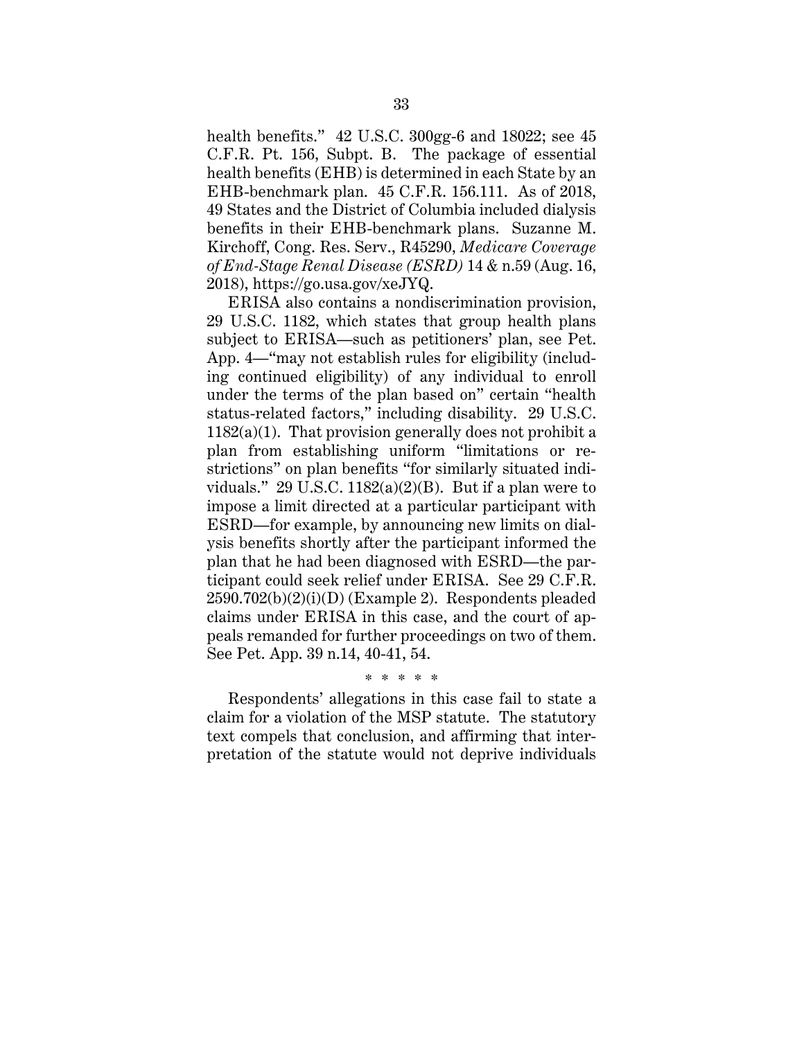health benefits." 42 U.S.C. 300gg-6 and 18022; see 45 C.F.R. Pt. 156, Subpt. B. The package of essential health benefits (EHB) is determined in each State by an EHB-benchmark plan. 45 C.F.R. 156.111. As of 2018, 49 States and the District of Columbia included dialysis benefits in their EHB-benchmark plans. Suzanne M. Kirchoff, Cong. Res. Serv., R45290, *Medicare Coverage of End-Stage Renal Disease (ESRD)* 14 & n.59 (Aug. 16, 2018), https://go.usa.gov/xeJYQ.

ERISA also contains a nondiscrimination provision, 29 U.S.C. 1182, which states that group health plans subject to ERISA—such as petitioners' plan, see Pet. App. 4—"may not establish rules for eligibility (including continued eligibility) of any individual to enroll under the terms of the plan based on" certain "health status-related factors," including disability. 29 U.S.C. 1182(a)(1). That provision generally does not prohibit a plan from establishing uniform "limitations or restrictions" on plan benefits "for similarly situated individuals." 29 U.S.C. 1182(a)(2)(B). But if a plan were to impose a limit directed at a particular participant with ESRD—for example, by announcing new limits on dialysis benefits shortly after the participant informed the plan that he had been diagnosed with ESRD—the participant could seek relief under ERISA. See 29 C.F.R. 2590.702(b)(2)(i)(D) (Example 2). Respondents pleaded claims under ERISA in this case, and the court of appeals remanded for further proceedings on two of them. See Pet. App. 39 n.14, 40-41, 54.

\* \* \* \* \*

Respondents' allegations in this case fail to state a claim for a violation of the MSP statute. The statutory text compels that conclusion, and affirming that interpretation of the statute would not deprive individuals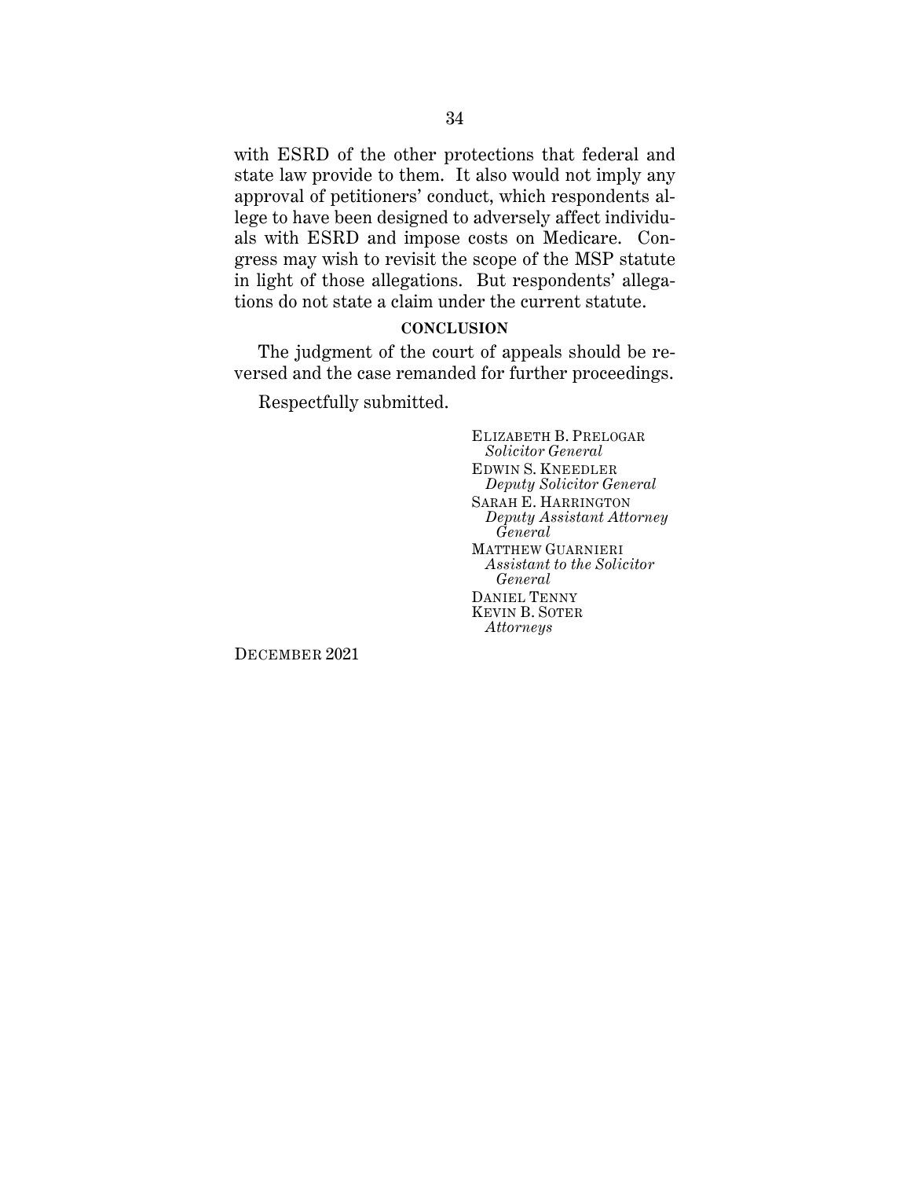with ESRD of the other protections that federal and state law provide to them. It also would not imply any approval of petitioners' conduct, which respondents allege to have been designed to adversely affect individuals with ESRD and impose costs on Medicare. Congress may wish to revisit the scope of the MSP statute in light of those allegations. But respondents' allegations do not state a claim under the current statute.

## CONCLUSION

The judgment of the court of appeals should be reversed and the case remanded for further proceedings.

Respectfully submitted.

ELIZABETH B. PRELOGAR
*Solicitor General*
EDWIN S. KNEEDLER
*Deputy Solicitor General*
SARAH E. HARRINGTON
*Deputy Assistant Attorney General*
MATTHEW GUARNIERI
*Assistant to the Solicitor General*
DANIEL TENNY
KEVIN B. SOTER
*Attorneys*

DECEMBER 2021